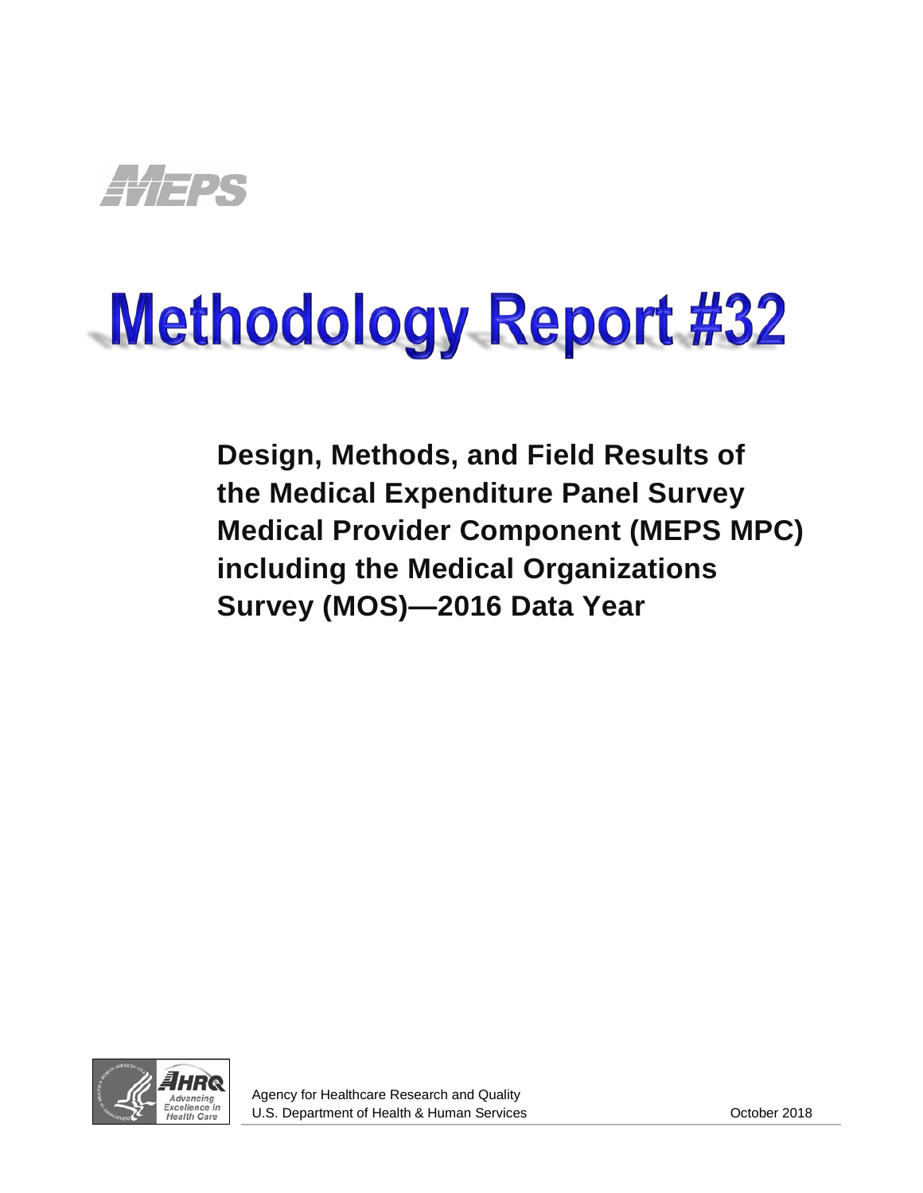MEPS

# Methodology Report #32

## Design, Methods, and Field Results of the Medical Expenditure Panel Survey Medical Provider Component (MEPS MPC) including the Medical Organizations Survey (MOS)—2016 Data Year

AHRQ Advancing Excellence in Health Care

Agency for Healthcare Research and Quality
U.S. Department of Health & Human Services

October 2018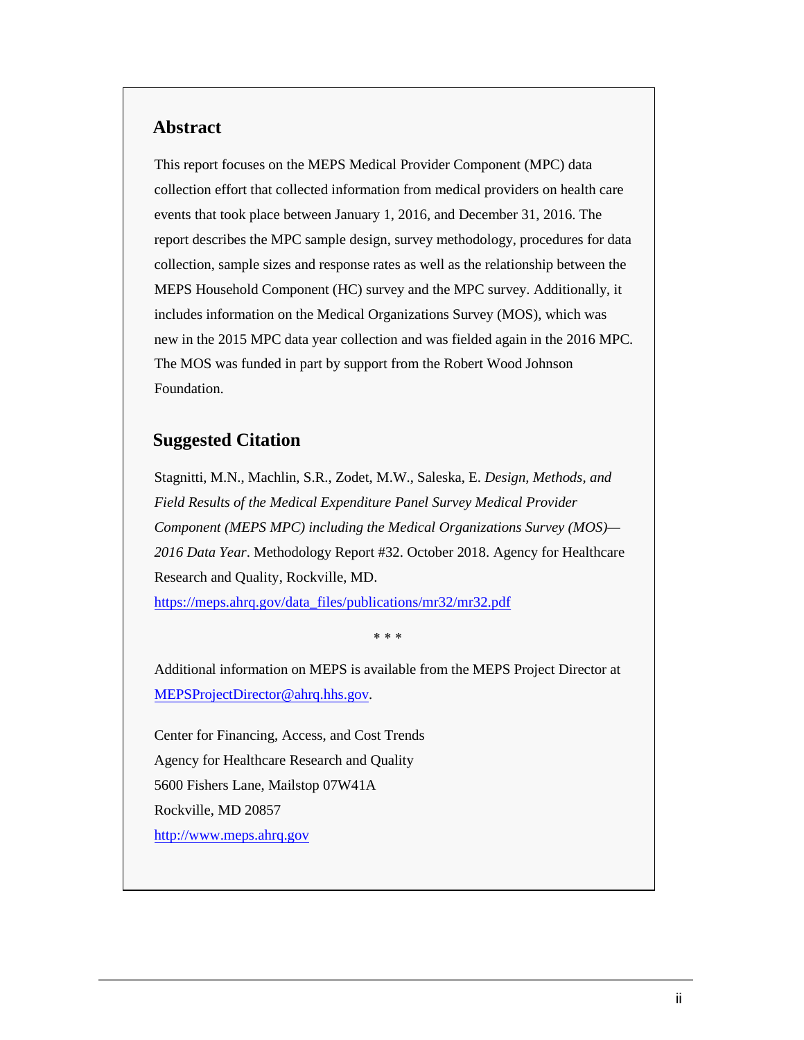## Abstract

This report focuses on the MEPS Medical Provider Component (MPC) data collection effort that collected information from medical providers on health care events that took place between January 1, 2016, and December 31, 2016. The report describes the MPC sample design, survey methodology, procedures for data collection, sample sizes and response rates as well as the relationship between the MEPS Household Component (HC) survey and the MPC survey. Additionally, it includes information on the Medical Organizations Survey (MOS), which was new in the 2015 MPC data year collection and was fielded again in the 2016 MPC. The MOS was funded in part by support from the Robert Wood Johnson Foundation.

## Suggested Citation

Stagnitti, M.N., Machlin, S.R., Zodet, M.W., Saleska, E. *Design, Methods, and Field Results of the Medical Expenditure Panel Survey Medical Provider Component (MEPS MPC) including the Medical Organizations Survey (MOS)—2016 Data Year*. Methodology Report #32. October 2018. Agency for Healthcare Research and Quality, Rockville, MD.
https://meps.ahrq.gov/data_files/publications/mr32/mr32.pdf

\* \* \*

Additional information on MEPS is available from the MEPS Project Director at MEPSProjectDirector@ahrq.hhs.gov.

Center for Financing, Access, and Cost Trends
Agency for Healthcare Research and Quality
5600 Fishers Lane, Mailstop 07W41A
Rockville, MD 20857
http://www.meps.ahrq.gov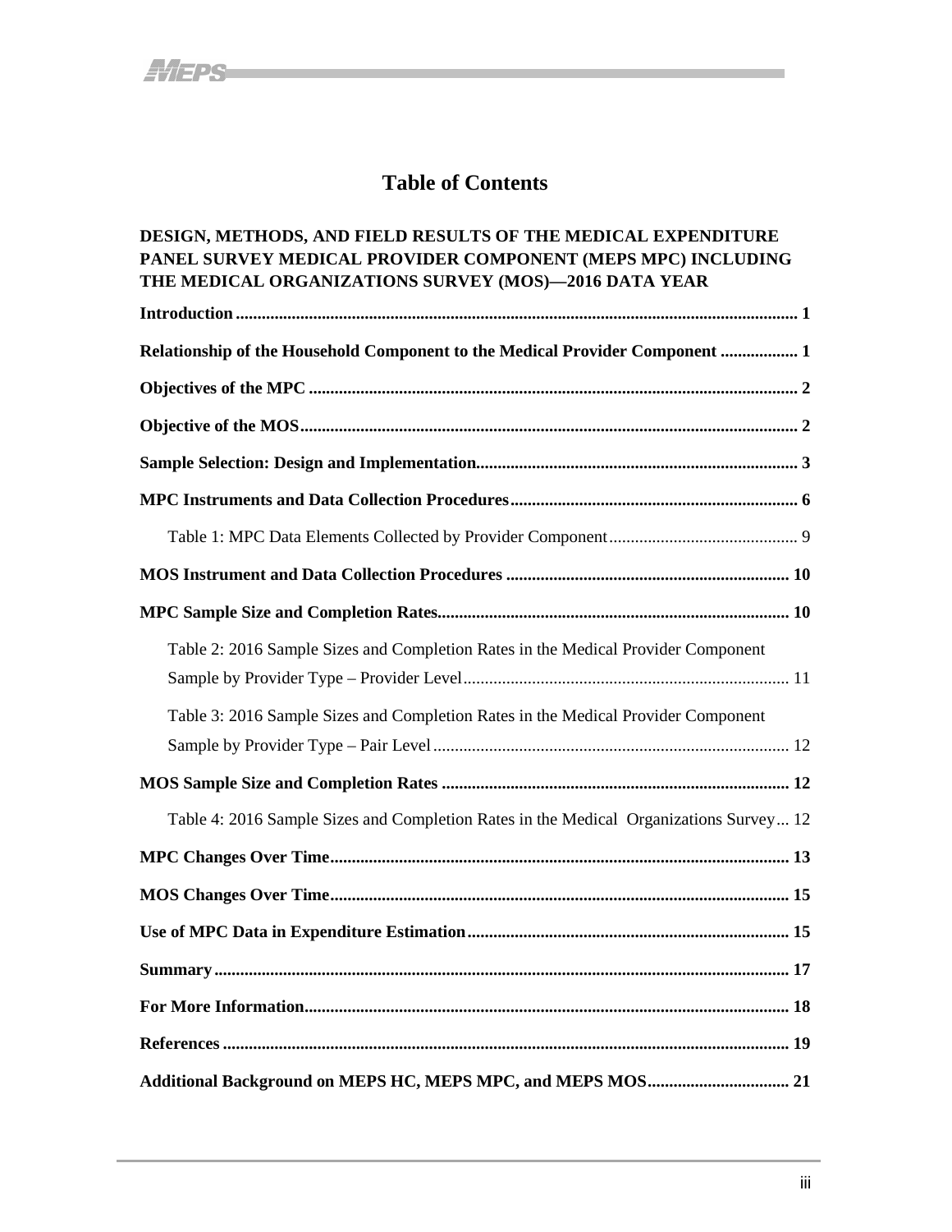# Table of Contents

**DESIGN, METHODS, AND FIELD RESULTS OF THE MEDICAL EXPENDITURE PANEL SURVEY MEDICAL PROVIDER COMPONENT (MEPS MPC) INCLUDING THE MEDICAL ORGANIZATIONS SURVEY (MOS)—2016 DATA YEAR**

**Introduction** .......... 1

**Relationship of the Household Component to the Medical Provider Component** .......... 1

**Objectives of the MPC** .......... 2

**Objective of the MOS** .......... 2

**Sample Selection: Design and Implementation** .......... 3

**MPC Instruments and Data Collection Procedures** .......... 6

- Table 1: MPC Data Elements Collected by Provider Component .......... 9

**MOS Instrument and Data Collection Procedures** .......... 10

**MPC Sample Size and Completion Rates** .......... 10

- Table 2: 2016 Sample Sizes and Completion Rates in the Medical Provider Component Sample by Provider Type – Provider Level .......... 11
- Table 3: 2016 Sample Sizes and Completion Rates in the Medical Provider Component Sample by Provider Type – Pair Level .......... 12

**MOS Sample Size and Completion Rates** .......... 12

- Table 4: 2016 Sample Sizes and Completion Rates in the Medical Organizations Survey .......... 12

**MPC Changes Over Time** .......... 13

**MOS Changes Over Time** .......... 15

**Use of MPC Data in Expenditure Estimation** .......... 15

**Summary** .......... 17

**For More Information** .......... 18

**References** .......... 19

**Additional Background on MEPS HC, MEPS MPC, and MEPS MOS** .......... 21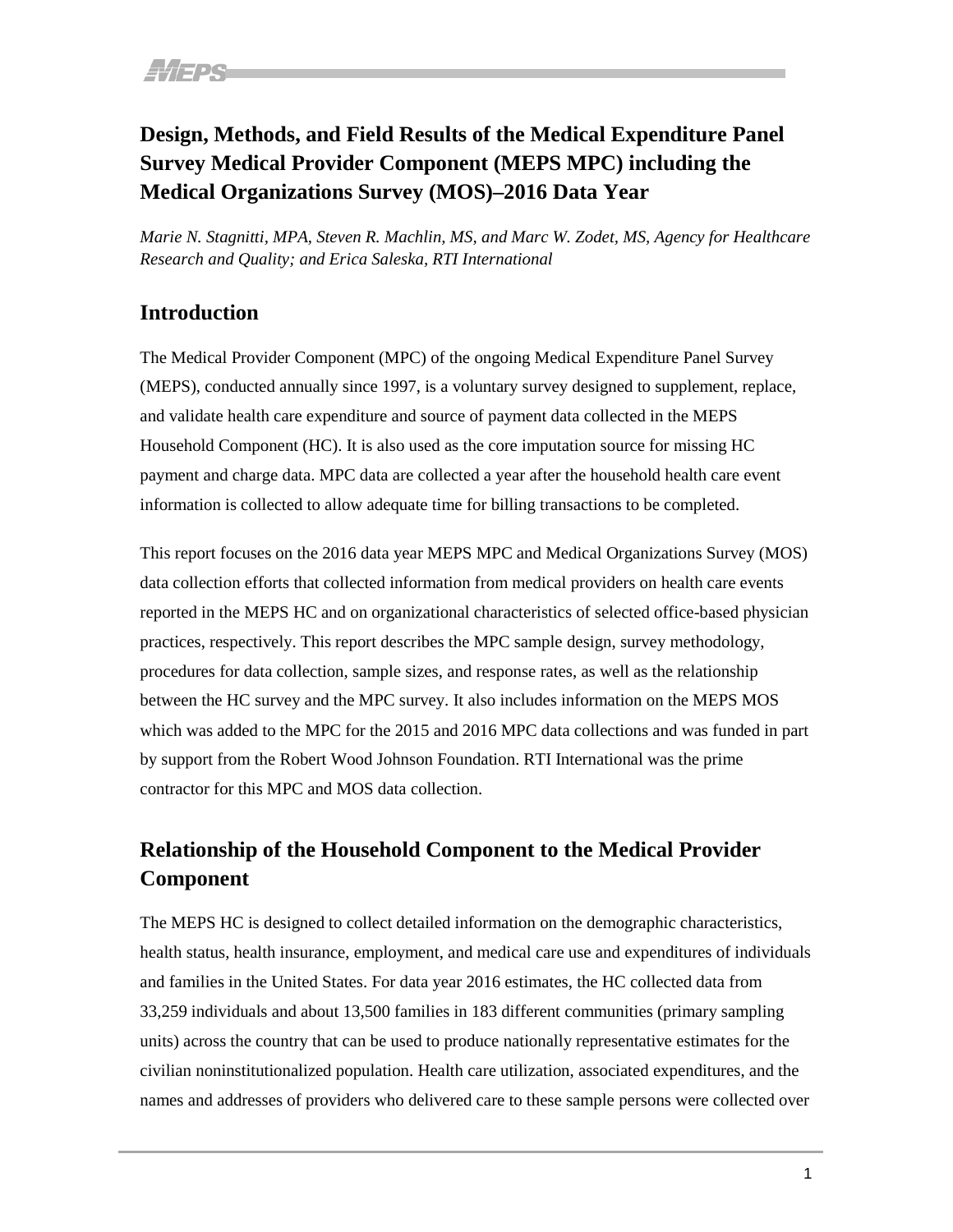# Design, Methods, and Field Results of the Medical Expenditure Panel Survey Medical Provider Component (MEPS MPC) including the Medical Organizations Survey (MOS)–2016 Data Year

*Marie N. Stagnitti, MPA, Steven R. Machlin, MS, and Marc W. Zodet, MS, Agency for Healthcare Research and Quality; and Erica Saleska, RTI International*

## Introduction

The Medical Provider Component (MPC) of the ongoing Medical Expenditure Panel Survey (MEPS), conducted annually since 1997, is a voluntary survey designed to supplement, replace, and validate health care expenditure and source of payment data collected in the MEPS Household Component (HC). It is also used as the core imputation source for missing HC payment and charge data. MPC data are collected a year after the household health care event information is collected to allow adequate time for billing transactions to be completed.

This report focuses on the 2016 data year MEPS MPC and Medical Organizations Survey (MOS) data collection efforts that collected information from medical providers on health care events reported in the MEPS HC and on organizational characteristics of selected office-based physician practices, respectively. This report describes the MPC sample design, survey methodology, procedures for data collection, sample sizes, and response rates, as well as the relationship between the HC survey and the MPC survey. It also includes information on the MEPS MOS which was added to the MPC for the 2015 and 2016 MPC data collections and was funded in part by support from the Robert Wood Johnson Foundation. RTI International was the prime contractor for this MPC and MOS data collection.

## Relationship of the Household Component to the Medical Provider Component

The MEPS HC is designed to collect detailed information on the demographic characteristics, health status, health insurance, employment, and medical care use and expenditures of individuals and families in the United States. For data year 2016 estimates, the HC collected data from 33,259 individuals and about 13,500 families in 183 different communities (primary sampling units) across the country that can be used to produce nationally representative estimates for the civilian noninstitutionalized population. Health care utilization, associated expenditures, and the names and addresses of providers who delivered care to these sample persons were collected over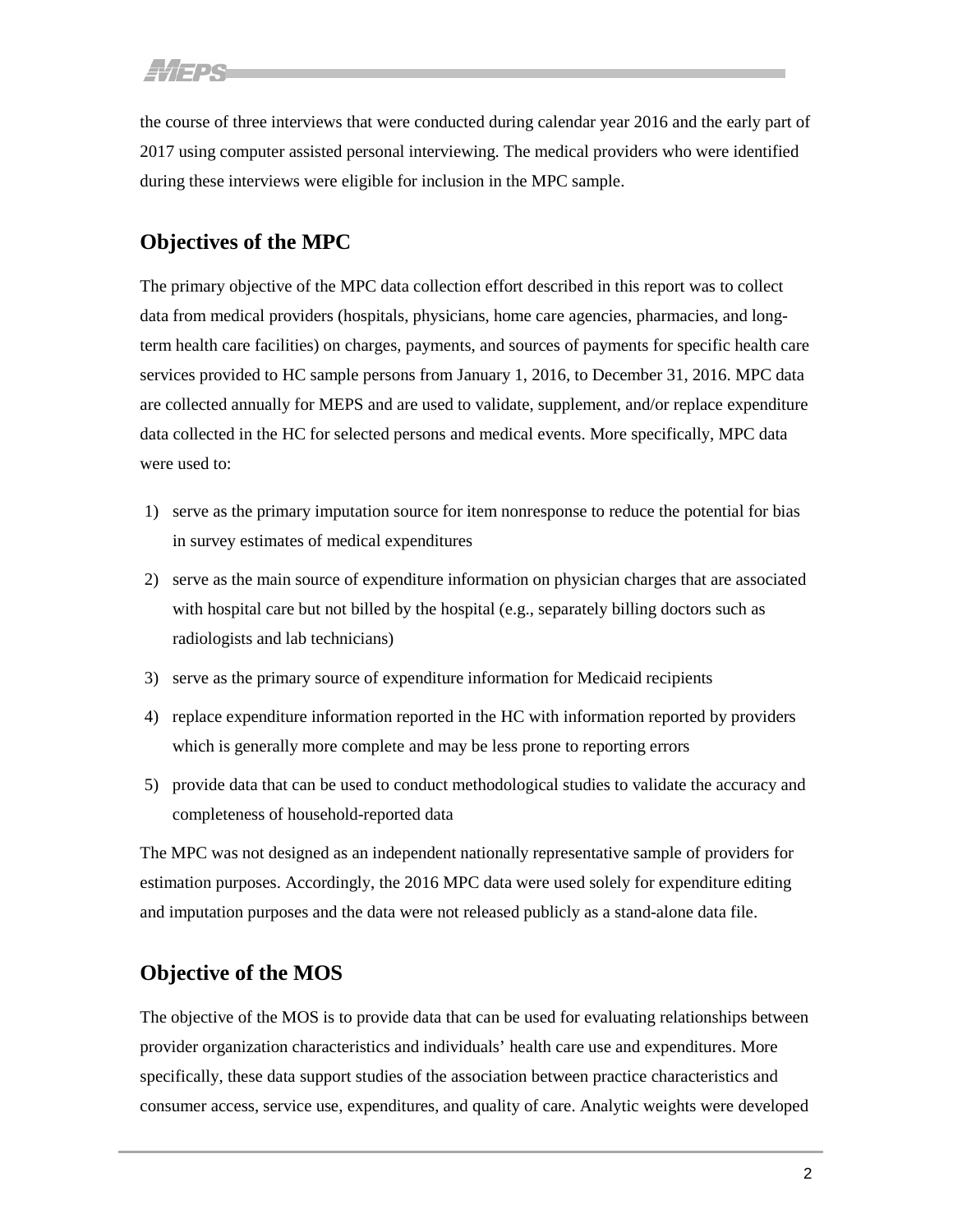the course of three interviews that were conducted during calendar year 2016 and the early part of 2017 using computer assisted personal interviewing. The medical providers who were identified during these interviews were eligible for inclusion in the MPC sample.

## Objectives of the MPC

The primary objective of the MPC data collection effort described in this report was to collect data from medical providers (hospitals, physicians, home care agencies, pharmacies, and long-term health care facilities) on charges, payments, and sources of payments for specific health care services provided to HC sample persons from January 1, 2016, to December 31, 2016. MPC data are collected annually for MEPS and are used to validate, supplement, and/or replace expenditure data collected in the HC for selected persons and medical events. More specifically, MPC data were used to:

1) serve as the primary imputation source for item nonresponse to reduce the potential for bias in survey estimates of medical expenditures
2) serve as the main source of expenditure information on physician charges that are associated with hospital care but not billed by the hospital (e.g., separately billing doctors such as radiologists and lab technicians)
3) serve as the primary source of expenditure information for Medicaid recipients
4) replace expenditure information reported in the HC with information reported by providers which is generally more complete and may be less prone to reporting errors
5) provide data that can be used to conduct methodological studies to validate the accuracy and completeness of household-reported data

The MPC was not designed as an independent nationally representative sample of providers for estimation purposes. Accordingly, the 2016 MPC data were used solely for expenditure editing and imputation purposes and the data were not released publicly as a stand-alone data file.

## Objective of the MOS

The objective of the MOS is to provide data that can be used for evaluating relationships between provider organization characteristics and individuals' health care use and expenditures. More specifically, these data support studies of the association between practice characteristics and consumer access, service use, expenditures, and quality of care. Analytic weights were developed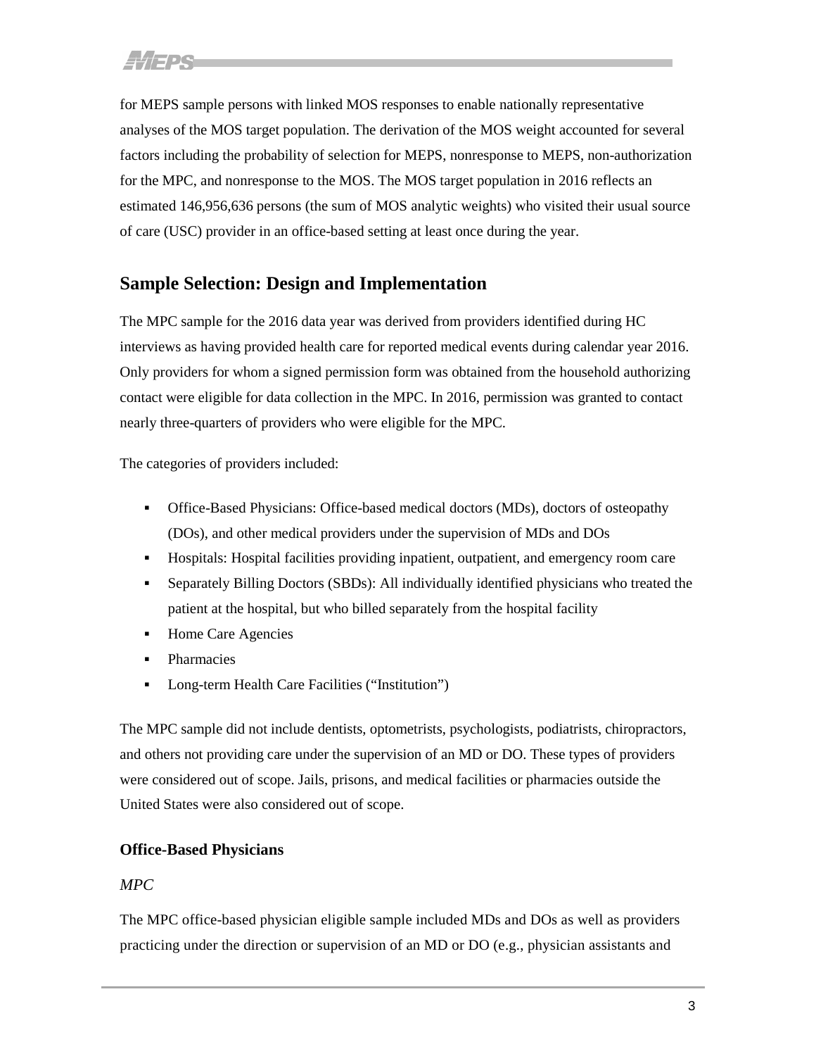for MEPS sample persons with linked MOS responses to enable nationally representative analyses of the MOS target population. The derivation of the MOS weight accounted for several factors including the probability of selection for MEPS, nonresponse to MEPS, non-authorization for the MPC, and nonresponse to the MOS. The MOS target population in 2016 reflects an estimated 146,956,636 persons (the sum of MOS analytic weights) who visited their usual source of care (USC) provider in an office-based setting at least once during the year.

## Sample Selection: Design and Implementation

The MPC sample for the 2016 data year was derived from providers identified during HC interviews as having provided health care for reported medical events during calendar year 2016. Only providers for whom a signed permission form was obtained from the household authorizing contact were eligible for data collection in the MPC. In 2016, permission was granted to contact nearly three-quarters of providers who were eligible for the MPC.

The categories of providers included:

- Office-Based Physicians: Office-based medical doctors (MDs), doctors of osteopathy (DOs), and other medical providers under the supervision of MDs and DOs
- Hospitals: Hospital facilities providing inpatient, outpatient, and emergency room care
- Separately Billing Doctors (SBDs): All individually identified physicians who treated the patient at the hospital, but who billed separately from the hospital facility
- Home Care Agencies
- Pharmacies
- Long-term Health Care Facilities ("Institution")

The MPC sample did not include dentists, optometrists, psychologists, podiatrists, chiropractors, and others not providing care under the supervision of an MD or DO. These types of providers were considered out of scope. Jails, prisons, and medical facilities or pharmacies outside the United States were also considered out of scope.

### Office-Based Physicians

*MPC*

The MPC office-based physician eligible sample included MDs and DOs as well as providers practicing under the direction or supervision of an MD or DO (e.g., physician assistants and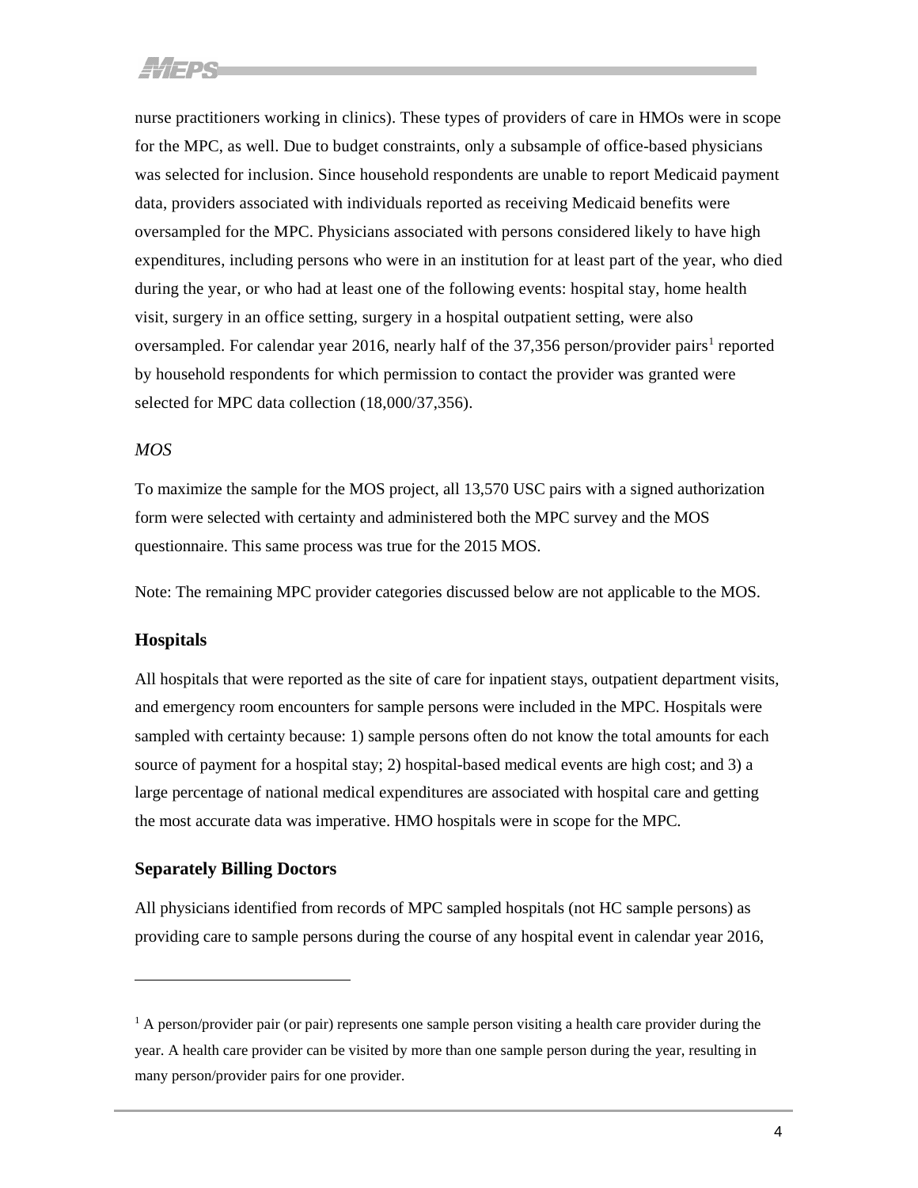nurse practitioners working in clinics). These types of providers of care in HMOs were in scope for the MPC, as well. Due to budget constraints, only a subsample of office-based physicians was selected for inclusion. Since household respondents are unable to report Medicaid payment data, providers associated with individuals reported as receiving Medicaid benefits were oversampled for the MPC. Physicians associated with persons considered likely to have high expenditures, including persons who were in an institution for at least part of the year, who died during the year, or who had at least one of the following events: hospital stay, home health visit, surgery in an office setting, surgery in a hospital outpatient setting, were also oversampled. For calendar year 2016, nearly half of the 37,356 person/provider pairs[1] reported by household respondents for which permission to contact the provider was granted were selected for MPC data collection (18,000/37,356).

*MOS*

To maximize the sample for the MOS project, all 13,570 USC pairs with a signed authorization form were selected with certainty and administered both the MPC survey and the MOS questionnaire. This same process was true for the 2015 MOS.

Note: The remaining MPC provider categories discussed below are not applicable to the MOS.

### Hospitals

All hospitals that were reported as the site of care for inpatient stays, outpatient department visits, and emergency room encounters for sample persons were included in the MPC. Hospitals were sampled with certainty because: 1) sample persons often do not know the total amounts for each source of payment for a hospital stay; 2) hospital-based medical events are high cost; and 3) a large percentage of national medical expenditures are associated with hospital care and getting the most accurate data was imperative. HMO hospitals were in scope for the MPC.

### Separately Billing Doctors

All physicians identified from records of MPC sampled hospitals (not HC sample persons) as providing care to sample persons during the course of any hospital event in calendar year 2016,

---

[1] A person/provider pair (or pair) represents one sample person visiting a health care provider during the year. A health care provider can be visited by more than one sample person during the year, resulting in many person/provider pairs for one provider.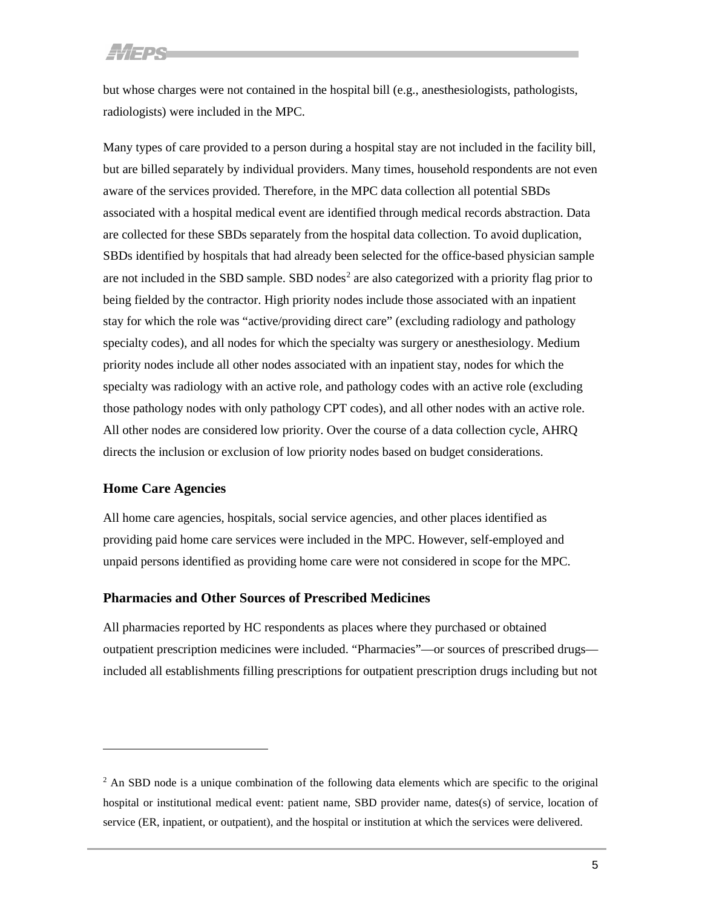but whose charges were not contained in the hospital bill (e.g., anesthesiologists, pathologists, radiologists) were included in the MPC.

Many types of care provided to a person during a hospital stay are not included in the facility bill, but are billed separately by individual providers. Many times, household respondents are not even aware of the services provided. Therefore, in the MPC data collection all potential SBDs associated with a hospital medical event are identified through medical records abstraction. Data are collected for these SBDs separately from the hospital data collection. To avoid duplication, SBDs identified by hospitals that had already been selected for the office-based physician sample are not included in the SBD sample. SBD nodes[2] are also categorized with a priority flag prior to being fielded by the contractor. High priority nodes include those associated with an inpatient stay for which the role was "active/providing direct care" (excluding radiology and pathology specialty codes), and all nodes for which the specialty was surgery or anesthesiology. Medium priority nodes include all other nodes associated with an inpatient stay, nodes for which the specialty was radiology with an active role, and pathology codes with an active role (excluding those pathology nodes with only pathology CPT codes), and all other nodes with an active role. All other nodes are considered low priority. Over the course of a data collection cycle, AHRQ directs the inclusion or exclusion of low priority nodes based on budget considerations.

### Home Care Agencies

All home care agencies, hospitals, social service agencies, and other places identified as providing paid home care services were included in the MPC. However, self-employed and unpaid persons identified as providing home care were not considered in scope for the MPC.

### Pharmacies and Other Sources of Prescribed Medicines

All pharmacies reported by HC respondents as places where they purchased or obtained outpatient prescription medicines were included. "Pharmacies"—or sources of prescribed drugs—included all establishments filling prescriptions for outpatient prescription drugs including but not

[2] An SBD node is a unique combination of the following data elements which are specific to the original hospital or institutional medical event: patient name, SBD provider name, dates(s) of service, location of service (ER, inpatient, or outpatient), and the hospital or institution at which the services were delivered.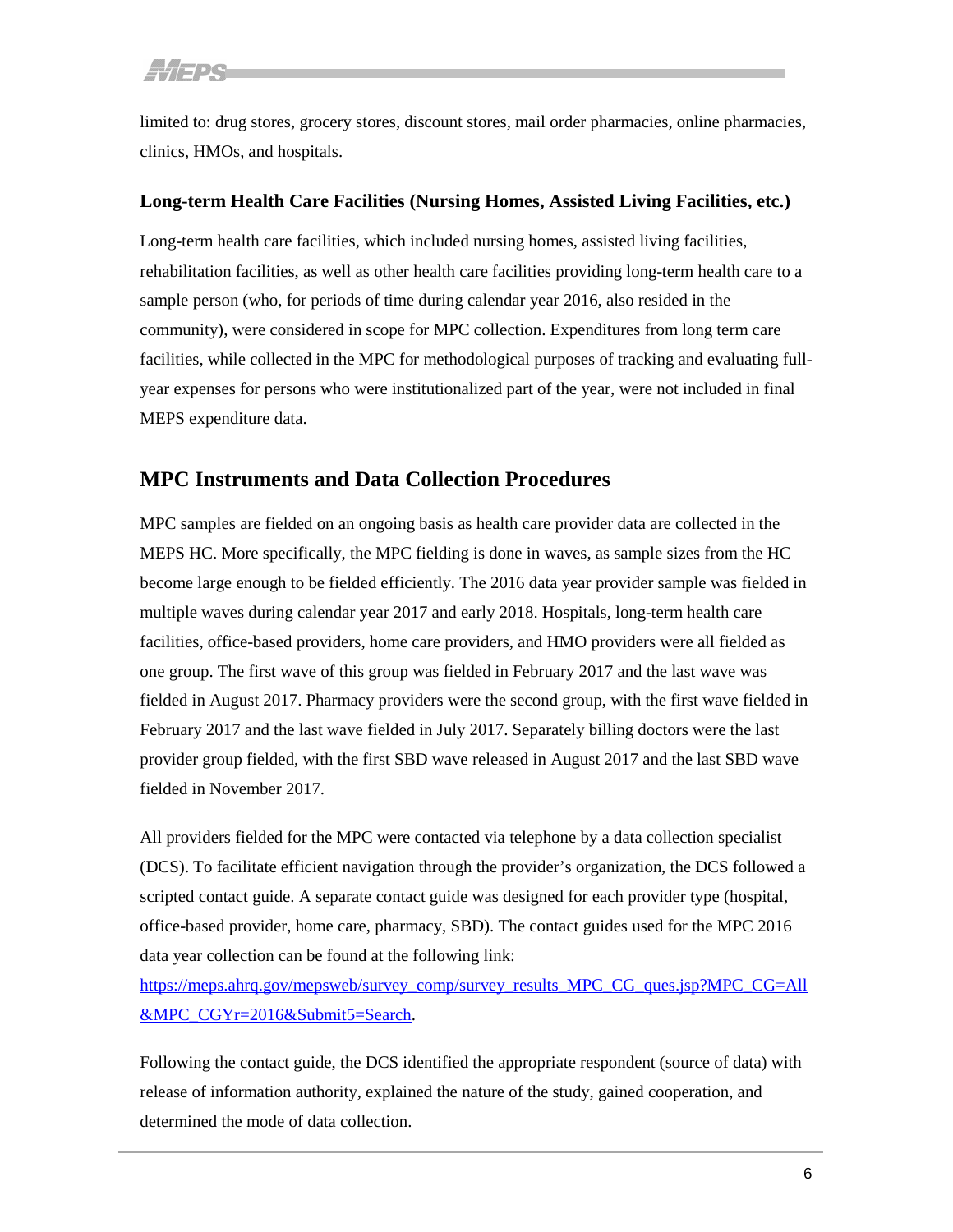limited to: drug stores, grocery stores, discount stores, mail order pharmacies, online pharmacies, clinics, HMOs, and hospitals.

### Long-term Health Care Facilities (Nursing Homes, Assisted Living Facilities, etc.)

Long-term health care facilities, which included nursing homes, assisted living facilities, rehabilitation facilities, as well as other health care facilities providing long-term health care to a sample person (who, for periods of time during calendar year 2016, also resided in the community), were considered in scope for MPC collection. Expenditures from long term care facilities, while collected in the MPC for methodological purposes of tracking and evaluating full-year expenses for persons who were institutionalized part of the year, were not included in final MEPS expenditure data.

## MPC Instruments and Data Collection Procedures

MPC samples are fielded on an ongoing basis as health care provider data are collected in the MEPS HC. More specifically, the MPC fielding is done in waves, as sample sizes from the HC become large enough to be fielded efficiently. The 2016 data year provider sample was fielded in multiple waves during calendar year 2017 and early 2018. Hospitals, long-term health care facilities, office-based providers, home care providers, and HMO providers were all fielded as one group. The first wave of this group was fielded in February 2017 and the last wave was fielded in August 2017. Pharmacy providers were the second group, with the first wave fielded in February 2017 and the last wave fielded in July 2017. Separately billing doctors were the last provider group fielded, with the first SBD wave released in August 2017 and the last SBD wave fielded in November 2017.

All providers fielded for the MPC were contacted via telephone by a data collection specialist (DCS). To facilitate efficient navigation through the provider's organization, the DCS followed a scripted contact guide. A separate contact guide was designed for each provider type (hospital, office-based provider, home care, pharmacy, SBD). The contact guides used for the MPC 2016 data year collection can be found at the following link: [https://meps.ahrq.gov/mepsweb/survey_comp/survey_results_MPC_CG_ques.jsp?MPC_CG=All&MPC_CGYr=2016&Submit5=Search](https://meps.ahrq.gov/mepsweb/survey_comp/survey_results_MPC_CG_ques.jsp?MPC_CG=All&MPC_CGYr=2016&Submit5=Search).

Following the contact guide, the DCS identified the appropriate respondent (source of data) with release of information authority, explained the nature of the study, gained cooperation, and determined the mode of data collection.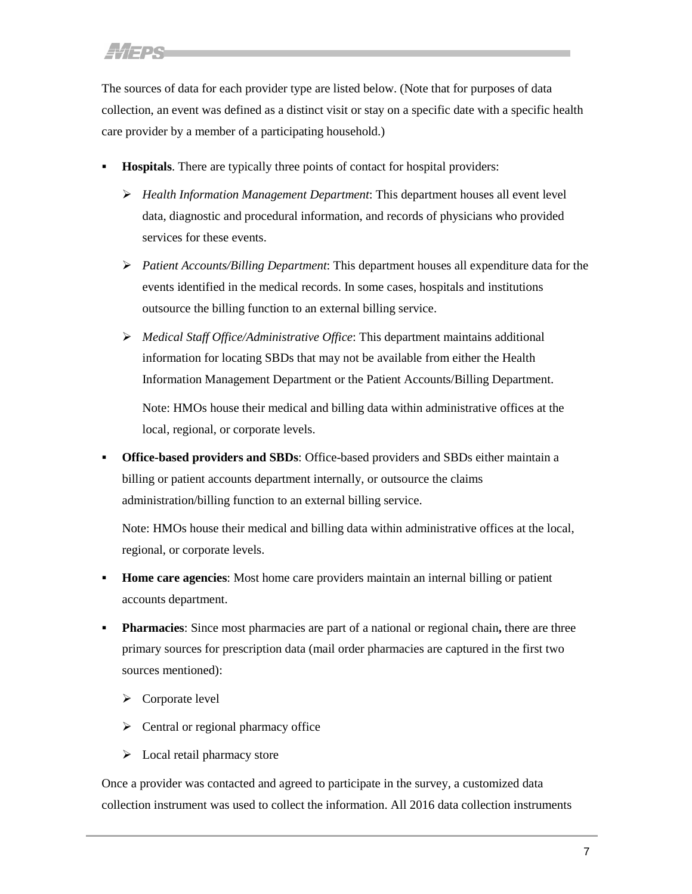The sources of data for each provider type are listed below. (Note that for purposes of data collection, an event was defined as a distinct visit or stay on a specific date with a specific health care provider by a member of a participating household.)

- **Hospitals**. There are typically three points of contact for hospital providers:
  - *Health Information Management Department*: This department houses all event level data, diagnostic and procedural information, and records of physicians who provided services for these events.
  - *Patient Accounts/Billing Department*: This department houses all expenditure data for the events identified in the medical records. In some cases, hospitals and institutions outsource the billing function to an external billing service.
  - *Medical Staff Office/Administrative Office*: This department maintains additional information for locating SBDs that may not be available from either the Health Information Management Department or the Patient Accounts/Billing Department.

    Note: HMOs house their medical and billing data within administrative offices at the local, regional, or corporate levels.

- **Office-based providers and SBDs**: Office-based providers and SBDs either maintain a billing or patient accounts department internally, or outsource the claims administration/billing function to an external billing service.

  Note: HMOs house their medical and billing data within administrative offices at the local, regional, or corporate levels.

- **Home care agencies**: Most home care providers maintain an internal billing or patient accounts department.
- **Pharmacies**: Since most pharmacies are part of a national or regional chain**,** there are three primary sources for prescription data (mail order pharmacies are captured in the first two sources mentioned):
  - Corporate level
  - Central or regional pharmacy office
  - Local retail pharmacy store

Once a provider was contacted and agreed to participate in the survey, a customized data collection instrument was used to collect the information. All 2016 data collection instruments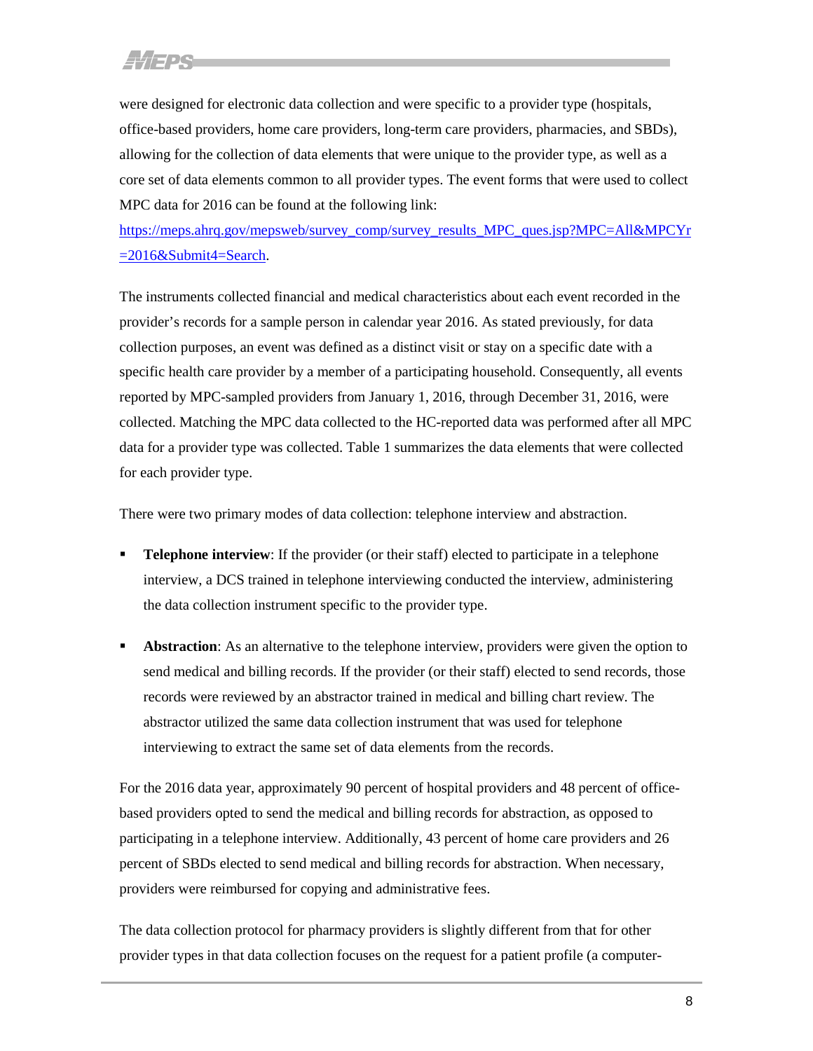were designed for electronic data collection and were specific to a provider type (hospitals, office-based providers, home care providers, long-term care providers, pharmacies, and SBDs), allowing for the collection of data elements that were unique to the provider type, as well as a core set of data elements common to all provider types. The event forms that were used to collect MPC data for 2016 can be found at the following link: [https://meps.ahrq.gov/mepsweb/survey_comp/survey_results_MPC_ques.jsp?MPC=All&MPCYr=2016&Submit4=Search](https://meps.ahrq.gov/mepsweb/survey_comp/survey_results_MPC_ques.jsp?MPC=All&MPCYr=2016&Submit4=Search).

The instruments collected financial and medical characteristics about each event recorded in the provider's records for a sample person in calendar year 2016. As stated previously, for data collection purposes, an event was defined as a distinct visit or stay on a specific date with a specific health care provider by a member of a participating household. Consequently, all events reported by MPC-sampled providers from January 1, 2016, through December 31, 2016, were collected. Matching the MPC data collected to the HC-reported data was performed after all MPC data for a provider type was collected. Table 1 summarizes the data elements that were collected for each provider type.

There were two primary modes of data collection: telephone interview and abstraction.

- **Telephone interview**: If the provider (or their staff) elected to participate in a telephone interview, a DCS trained in telephone interviewing conducted the interview, administering the data collection instrument specific to the provider type.
- **Abstraction**: As an alternative to the telephone interview, providers were given the option to send medical and billing records. If the provider (or their staff) elected to send records, those records were reviewed by an abstractor trained in medical and billing chart review. The abstractor utilized the same data collection instrument that was used for telephone interviewing to extract the same set of data elements from the records.

For the 2016 data year, approximately 90 percent of hospital providers and 48 percent of office-based providers opted to send the medical and billing records for abstraction, as opposed to participating in a telephone interview. Additionally, 43 percent of home care providers and 26 percent of SBDs elected to send medical and billing records for abstraction. When necessary, providers were reimbursed for copying and administrative fees.

The data collection protocol for pharmacy providers is slightly different from that for other provider types in that data collection focuses on the request for a patient profile (a computer-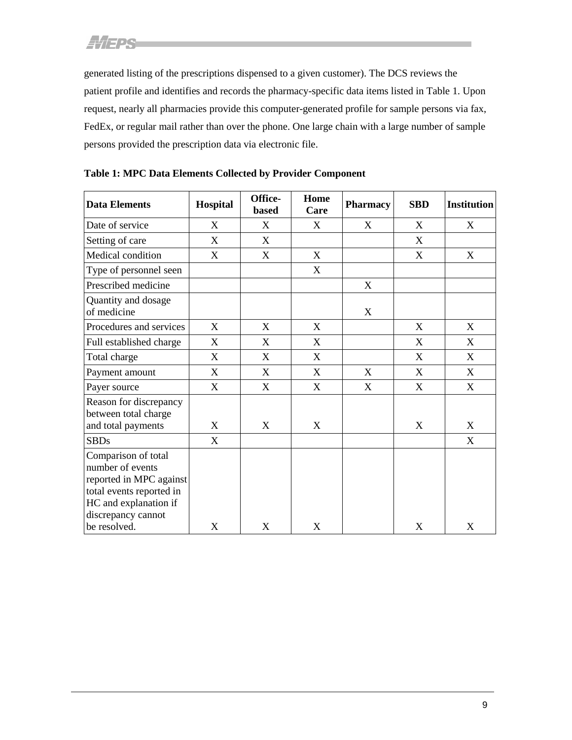generated listing of the prescriptions dispensed to a given customer). The DCS reviews the patient profile and identifies and records the pharmacy-specific data items listed in Table 1. Upon request, nearly all pharmacies provide this computer-generated profile for sample persons via fax, FedEx, or regular mail rather than over the phone. One large chain with a large number of sample persons provided the prescription data via electronic file.

**Table 1: MPC Data Elements Collected by Provider Component**

| Data Elements | Hospital | Office-based | Home Care | Pharmacy | SBD | Institution |
|---|---|---|---|---|---|---|
| Date of service | X | X | X | X | X | X |
| Setting of care | X | X | | | X | |
| Medical condition | X | X | X | | X | X |
| Type of personnel seen | | | X | | | |
| Prescribed medicine | | | | X | | |
| Quantity and dosage of medicine | | | | X | | |
| Procedures and services | X | X | X | | X | X |
| Full established charge | X | X | X | | X | X |
| Total charge | X | X | X | | X | X |
| Payment amount | X | X | X | X | X | X |
| Payer source | X | X | X | X | X | X |
| Reason for discrepancy between total charge and total payments | X | X | X | | X | X |
| SBDs | X | | | | | X |
| Comparison of total number of events reported in MPC against total events reported in HC and explanation if discrepancy cannot be resolved. | X | X | X | | X | X |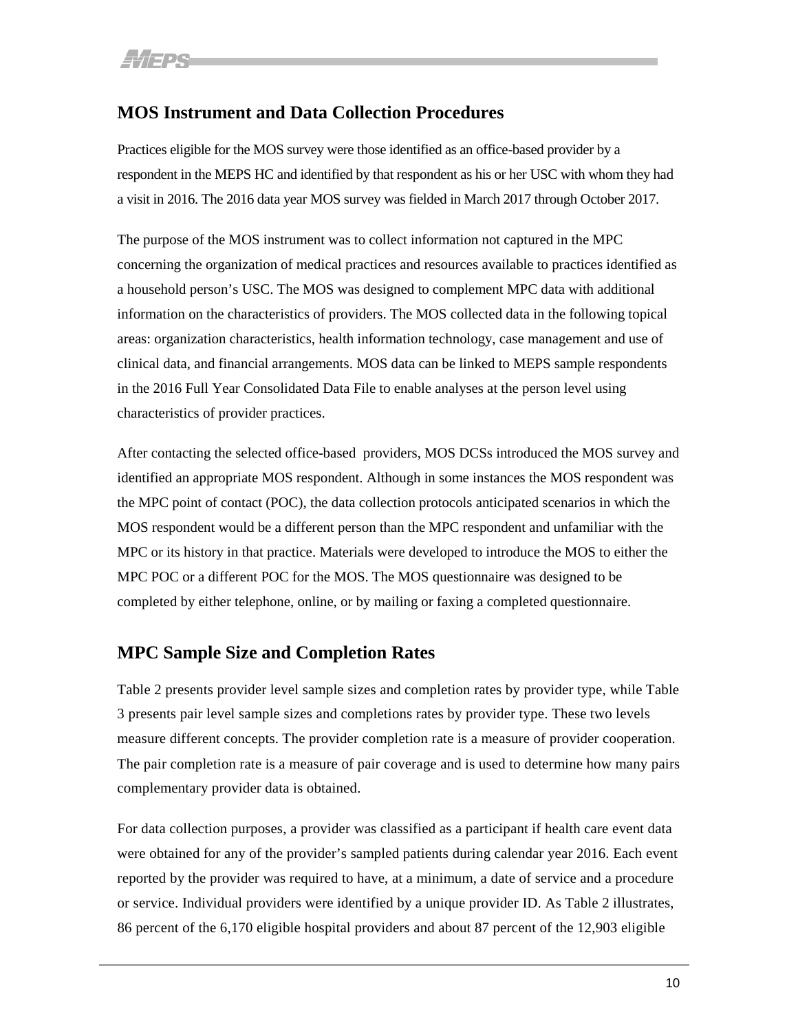## MOS Instrument and Data Collection Procedures

Practices eligible for the MOS survey were those identified as an office-based provider by a respondent in the MEPS HC and identified by that respondent as his or her USC with whom they had a visit in 2016. The 2016 data year MOS survey was fielded in March 2017 through October 2017.

The purpose of the MOS instrument was to collect information not captured in the MPC concerning the organization of medical practices and resources available to practices identified as a household person's USC. The MOS was designed to complement MPC data with additional information on the characteristics of providers. The MOS collected data in the following topical areas: organization characteristics, health information technology, case management and use of clinical data, and financial arrangements. MOS data can be linked to MEPS sample respondents in the 2016 Full Year Consolidated Data File to enable analyses at the person level using characteristics of provider practices.

After contacting the selected office-based providers, MOS DCSs introduced the MOS survey and identified an appropriate MOS respondent. Although in some instances the MOS respondent was the MPC point of contact (POC), the data collection protocols anticipated scenarios in which the MOS respondent would be a different person than the MPC respondent and unfamiliar with the MPC or its history in that practice. Materials were developed to introduce the MOS to either the MPC POC or a different POC for the MOS. The MOS questionnaire was designed to be completed by either telephone, online, or by mailing or faxing a completed questionnaire.

## MPC Sample Size and Completion Rates

Table 2 presents provider level sample sizes and completion rates by provider type, while Table 3 presents pair level sample sizes and completions rates by provider type. These two levels measure different concepts. The provider completion rate is a measure of provider cooperation. The pair completion rate is a measure of pair coverage and is used to determine how many pairs complementary provider data is obtained.

For data collection purposes, a provider was classified as a participant if health care event data were obtained for any of the provider's sampled patients during calendar year 2016. Each event reported by the provider was required to have, at a minimum, a date of service and a procedure or service. Individual providers were identified by a unique provider ID. As Table 2 illustrates, 86 percent of the 6,170 eligible hospital providers and about 87 percent of the 12,903 eligible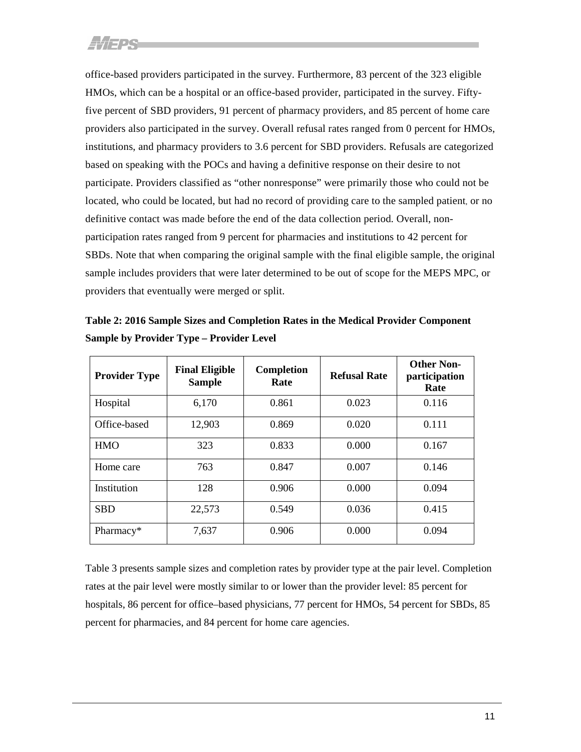office-based providers participated in the survey. Furthermore, 83 percent of the 323 eligible HMOs, which can be a hospital or an office-based provider, participated in the survey. Fifty-five percent of SBD providers, 91 percent of pharmacy providers, and 85 percent of home care providers also participated in the survey. Overall refusal rates ranged from 0 percent for HMOs, institutions, and pharmacy providers to 3.6 percent for SBD providers. Refusals are categorized based on speaking with the POCs and having a definitive response on their desire to not participate. Providers classified as "other nonresponse" were primarily those who could not be located, who could be located, but had no record of providing care to the sampled patient, or no definitive contact was made before the end of the data collection period. Overall, non-participation rates ranged from 9 percent for pharmacies and institutions to 42 percent for SBDs. Note that when comparing the original sample with the final eligible sample, the original sample includes providers that were later determined to be out of scope for the MEPS MPC, or providers that eventually were merged or split.

**Table 2: 2016 Sample Sizes and Completion Rates in the Medical Provider Component Sample by Provider Type – Provider Level**

| Provider Type | Final Eligible Sample | Completion Rate | Refusal Rate | Other Non-participation Rate |
|---|---|---|---|---|
| Hospital | 6,170 | 0.861 | 0.023 | 0.116 |
| Office-based | 12,903 | 0.869 | 0.020 | 0.111 |
| HMO | 323 | 0.833 | 0.000 | 0.167 |
| Home care | 763 | 0.847 | 0.007 | 0.146 |
| Institution | 128 | 0.906 | 0.000 | 0.094 |
| SBD | 22,573 | 0.549 | 0.036 | 0.415 |
| Pharmacy* | 7,637 | 0.906 | 0.000 | 0.094 |

Table 3 presents sample sizes and completion rates by provider type at the pair level. Completion rates at the pair level were mostly similar to or lower than the provider level: 85 percent for hospitals, 86 percent for office–based physicians, 77 percent for HMOs, 54 percent for SBDs, 85 percent for pharmacies, and 84 percent for home care agencies.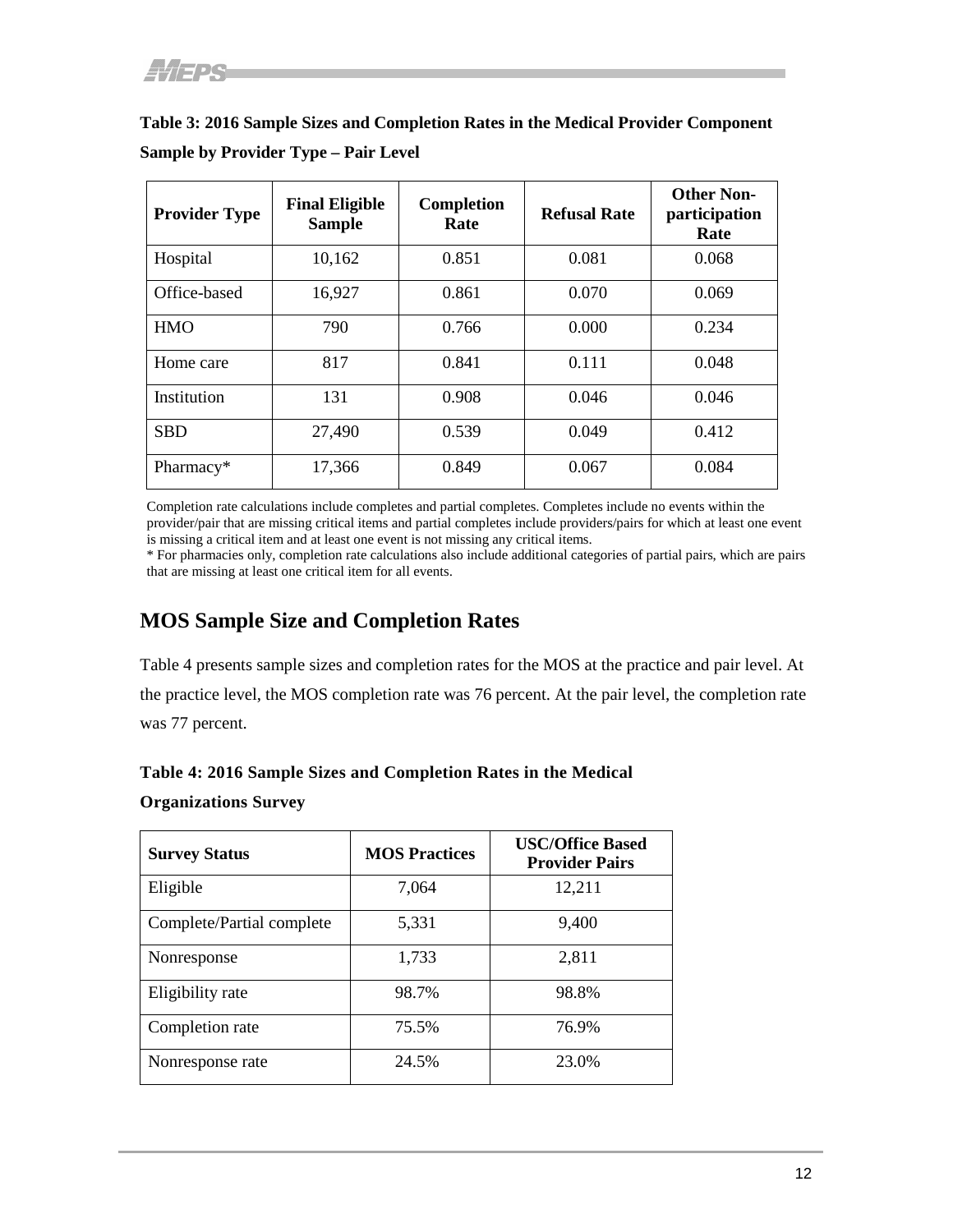**Table 3: 2016 Sample Sizes and Completion Rates in the Medical Provider Component Sample by Provider Type – Pair Level**

| Provider Type | Final Eligible Sample | Completion Rate | Refusal Rate | Other Non-participation Rate |
|---|---|---|---|---|
| Hospital | 10,162 | 0.851 | 0.081 | 0.068 |
| Office-based | 16,927 | 0.861 | 0.070 | 0.069 |
| HMO | 790 | 0.766 | 0.000 | 0.234 |
| Home care | 817 | 0.841 | 0.111 | 0.048 |
| Institution | 131 | 0.908 | 0.046 | 0.046 |
| SBD | 27,490 | 0.539 | 0.049 | 0.412 |
| Pharmacy* | 17,366 | 0.849 | 0.067 | 0.084 |

Completion rate calculations include completes and partial completes. Completes include no events within the provider/pair that are missing critical items and partial completes include providers/pairs for which at least one event is missing a critical item and at least one event is not missing any critical items.

* For pharmacies only, completion rate calculations also include additional categories of partial pairs, which are pairs that are missing at least one critical item for all events.

## MOS Sample Size and Completion Rates

Table 4 presents sample sizes and completion rates for the MOS at the practice and pair level. At the practice level, the MOS completion rate was 76 percent. At the pair level, the completion rate was 77 percent.

**Table 4: 2016 Sample Sizes and Completion Rates in the Medical Organizations Survey**

| Survey Status | MOS Practices | USC/Office Based Provider Pairs |
|---|---|---|
| Eligible | 7,064 | 12,211 |
| Complete/Partial complete | 5,331 | 9,400 |
| Nonresponse | 1,733 | 2,811 |
| Eligibility rate | 98.7% | 98.8% |
| Completion rate | 75.5% | 76.9% |
| Nonresponse rate | 24.5% | 23.0% |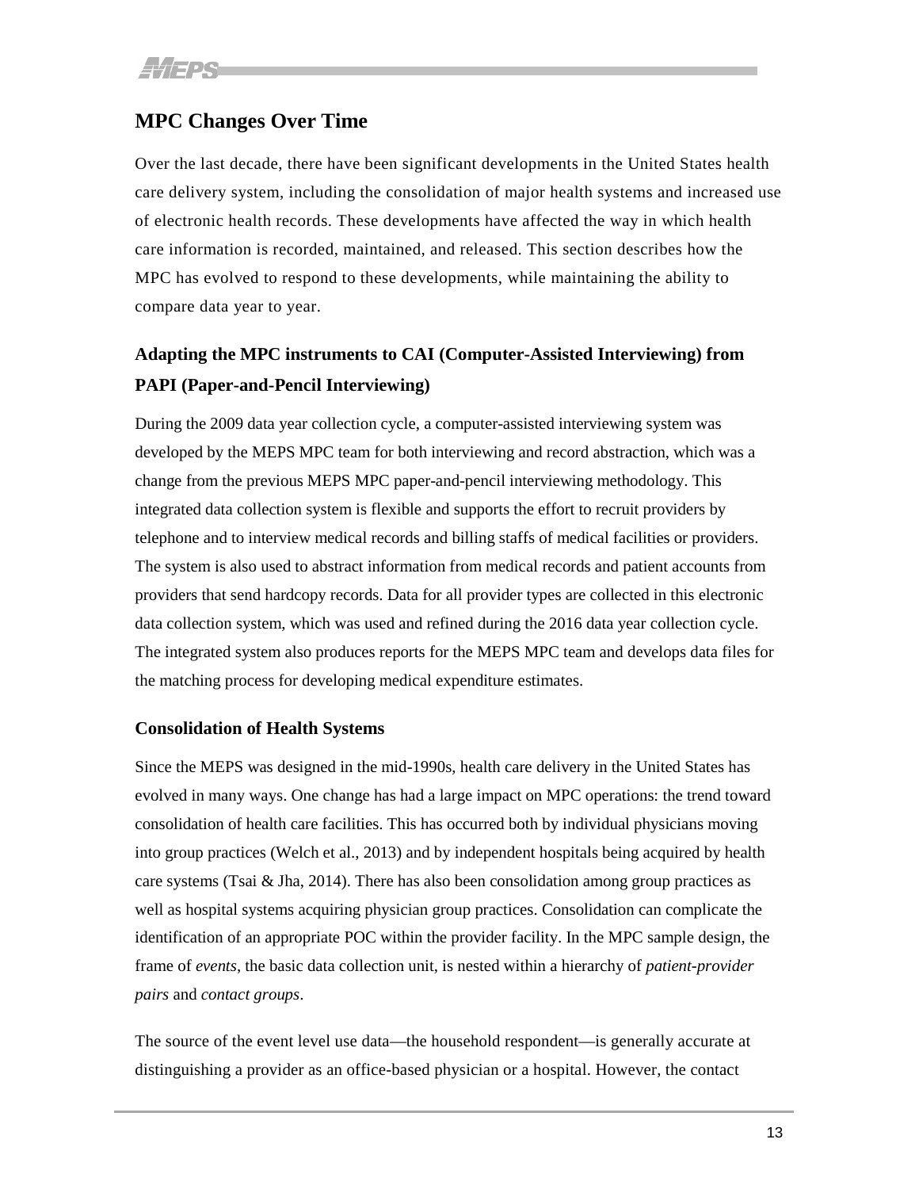## MPC Changes Over Time

Over the last decade, there have been significant developments in the United States health care delivery system, including the consolidation of major health systems and increased use of electronic health records. These developments have affected the way in which health care information is recorded, maintained, and released. This section describes how the MPC has evolved to respond to these developments, while maintaining the ability to compare data year to year.

### Adapting the MPC instruments to CAI (Computer-Assisted Interviewing) from PAPI (Paper-and-Pencil Interviewing)

During the 2009 data year collection cycle, a computer-assisted interviewing system was developed by the MEPS MPC team for both interviewing and record abstraction, which was a change from the previous MEPS MPC paper-and-pencil interviewing methodology. This integrated data collection system is flexible and supports the effort to recruit providers by telephone and to interview medical records and billing staffs of medical facilities or providers. The system is also used to abstract information from medical records and patient accounts from providers that send hardcopy records. Data for all provider types are collected in this electronic data collection system, which was used and refined during the 2016 data year collection cycle. The integrated system also produces reports for the MEPS MPC team and develops data files for the matching process for developing medical expenditure estimates.

### Consolidation of Health Systems

Since the MEPS was designed in the mid-1990s, health care delivery in the United States has evolved in many ways. One change has had a large impact on MPC operations: the trend toward consolidation of health care facilities. This has occurred both by individual physicians moving into group practices (Welch et al., 2013) and by independent hospitals being acquired by health care systems (Tsai & Jha, 2014). There has also been consolidation among group practices as well as hospital systems acquiring physician group practices. Consolidation can complicate the identification of an appropriate POC within the provider facility. In the MPC sample design, the frame of *events*, the basic data collection unit, is nested within a hierarchy of *patient-provider pairs* and *contact groups*.

The source of the event level use data—the household respondent—is generally accurate at distinguishing a provider as an office-based physician or a hospital. However, the contact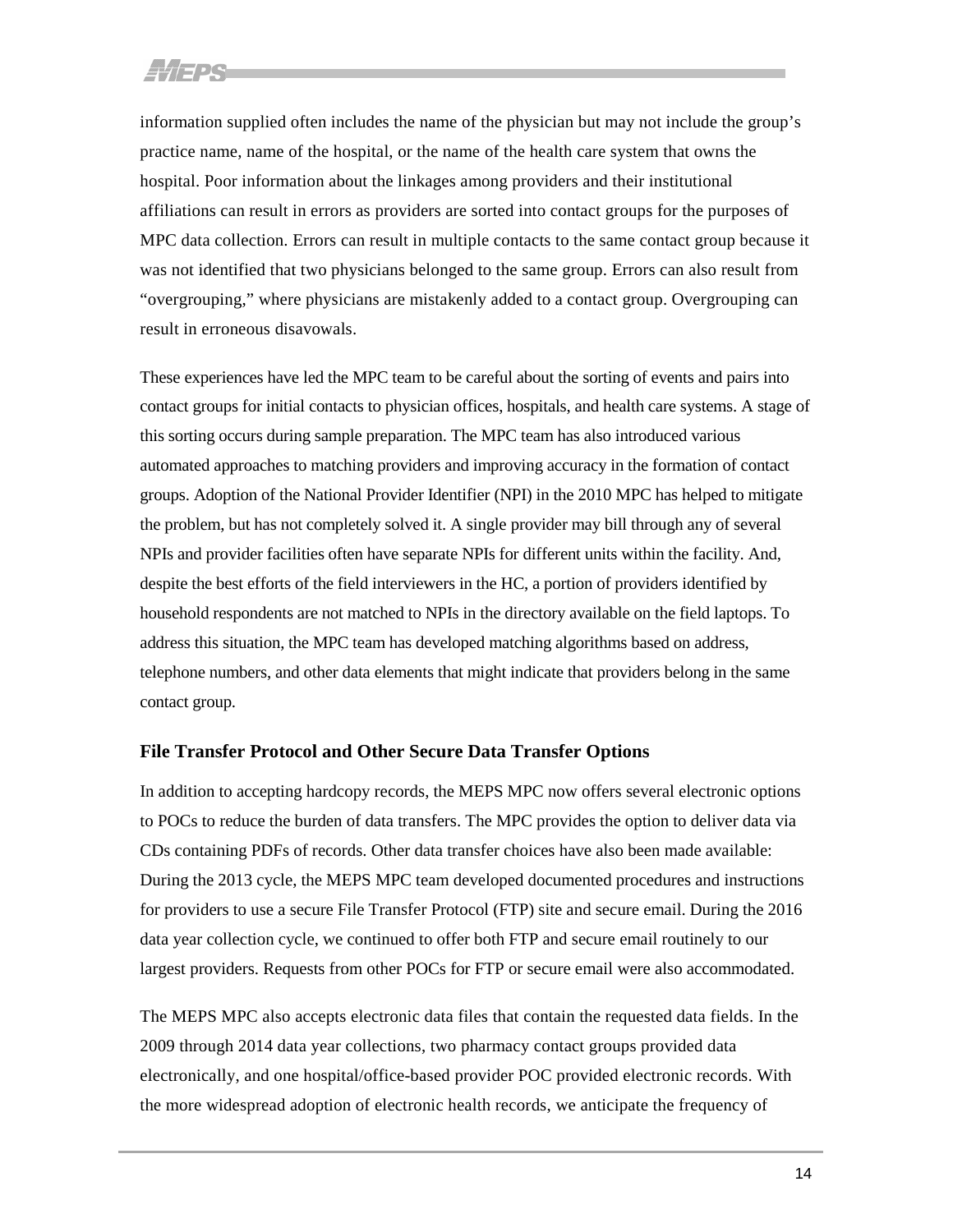information supplied often includes the name of the physician but may not include the group's practice name, name of the hospital, or the name of the health care system that owns the hospital. Poor information about the linkages among providers and their institutional affiliations can result in errors as providers are sorted into contact groups for the purposes of MPC data collection. Errors can result in multiple contacts to the same contact group because it was not identified that two physicians belonged to the same group. Errors can also result from "overgrouping," where physicians are mistakenly added to a contact group. Overgrouping can result in erroneous disavowals.

These experiences have led the MPC team to be careful about the sorting of events and pairs into contact groups for initial contacts to physician offices, hospitals, and health care systems. A stage of this sorting occurs during sample preparation. The MPC team has also introduced various automated approaches to matching providers and improving accuracy in the formation of contact groups. Adoption of the National Provider Identifier (NPI) in the 2010 MPC has helped to mitigate the problem, but has not completely solved it. A single provider may bill through any of several NPIs and provider facilities often have separate NPIs for different units within the facility. And, despite the best efforts of the field interviewers in the HC, a portion of providers identified by household respondents are not matched to NPIs in the directory available on the field laptops. To address this situation, the MPC team has developed matching algorithms based on address, telephone numbers, and other data elements that might indicate that providers belong in the same contact group.

### File Transfer Protocol and Other Secure Data Transfer Options

In addition to accepting hardcopy records, the MEPS MPC now offers several electronic options to POCs to reduce the burden of data transfers. The MPC provides the option to deliver data via CDs containing PDFs of records. Other data transfer choices have also been made available: During the 2013 cycle, the MEPS MPC team developed documented procedures and instructions for providers to use a secure File Transfer Protocol (FTP) site and secure email. During the 2016 data year collection cycle, we continued to offer both FTP and secure email routinely to our largest providers. Requests from other POCs for FTP or secure email were also accommodated.

The MEPS MPC also accepts electronic data files that contain the requested data fields. In the 2009 through 2014 data year collections, two pharmacy contact groups provided data electronically, and one hospital/office-based provider POC provided electronic records. With the more widespread adoption of electronic health records, we anticipate the frequency of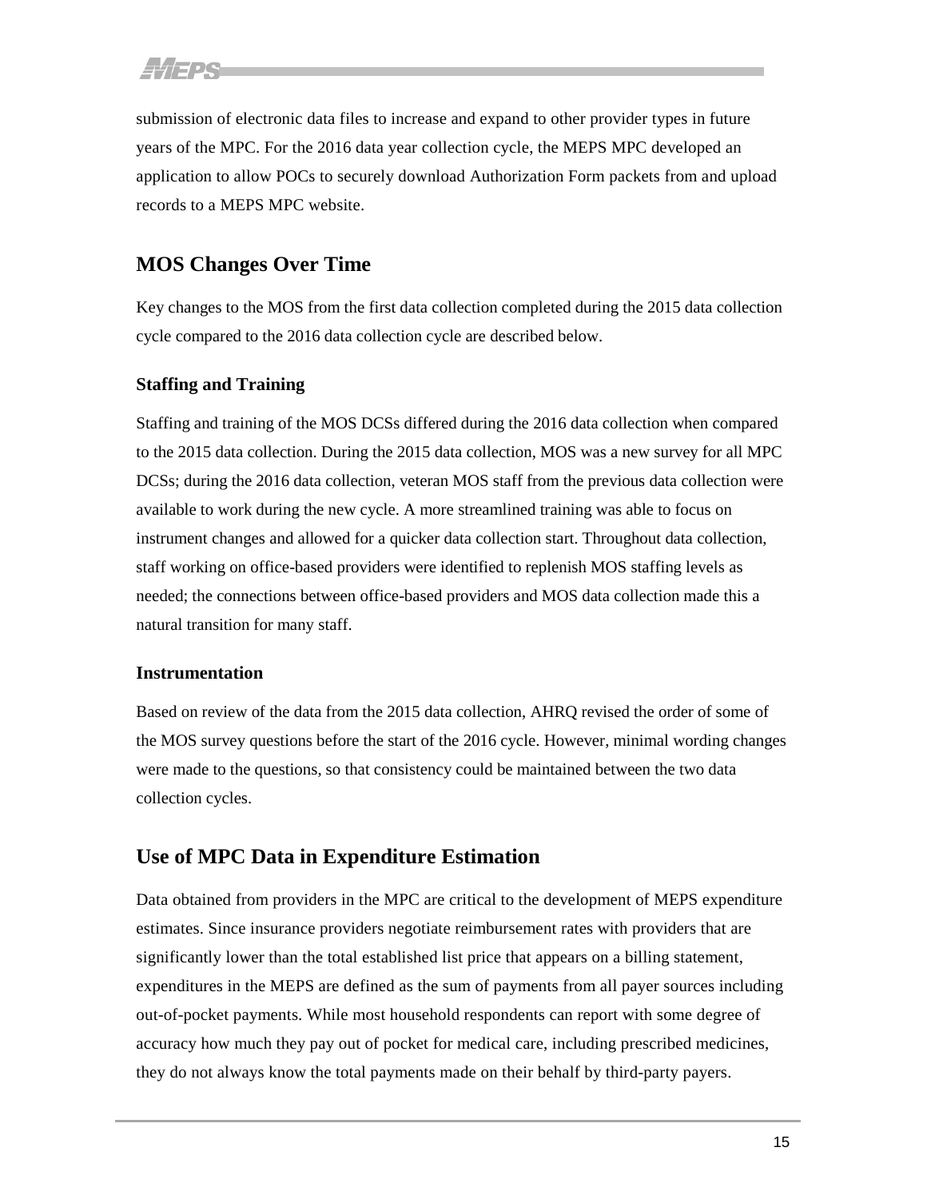submission of electronic data files to increase and expand to other provider types in future years of the MPC. For the 2016 data year collection cycle, the MEPS MPC developed an application to allow POCs to securely download Authorization Form packets from and upload records to a MEPS MPC website.

## MOS Changes Over Time

Key changes to the MOS from the first data collection completed during the 2015 data collection cycle compared to the 2016 data collection cycle are described below.

### Staffing and Training

Staffing and training of the MOS DCSs differed during the 2016 data collection when compared to the 2015 data collection. During the 2015 data collection, MOS was a new survey for all MPC DCSs; during the 2016 data collection, veteran MOS staff from the previous data collection were available to work during the new cycle. A more streamlined training was able to focus on instrument changes and allowed for a quicker data collection start. Throughout data collection, staff working on office-based providers were identified to replenish MOS staffing levels as needed; the connections between office-based providers and MOS data collection made this a natural transition for many staff.

### Instrumentation

Based on review of the data from the 2015 data collection, AHRQ revised the order of some of the MOS survey questions before the start of the 2016 cycle. However, minimal wording changes were made to the questions, so that consistency could be maintained between the two data collection cycles.

## Use of MPC Data in Expenditure Estimation

Data obtained from providers in the MPC are critical to the development of MEPS expenditure estimates. Since insurance providers negotiate reimbursement rates with providers that are significantly lower than the total established list price that appears on a billing statement, expenditures in the MEPS are defined as the sum of payments from all payer sources including out-of-pocket payments. While most household respondents can report with some degree of accuracy how much they pay out of pocket for medical care, including prescribed medicines, they do not always know the total payments made on their behalf by third-party payers.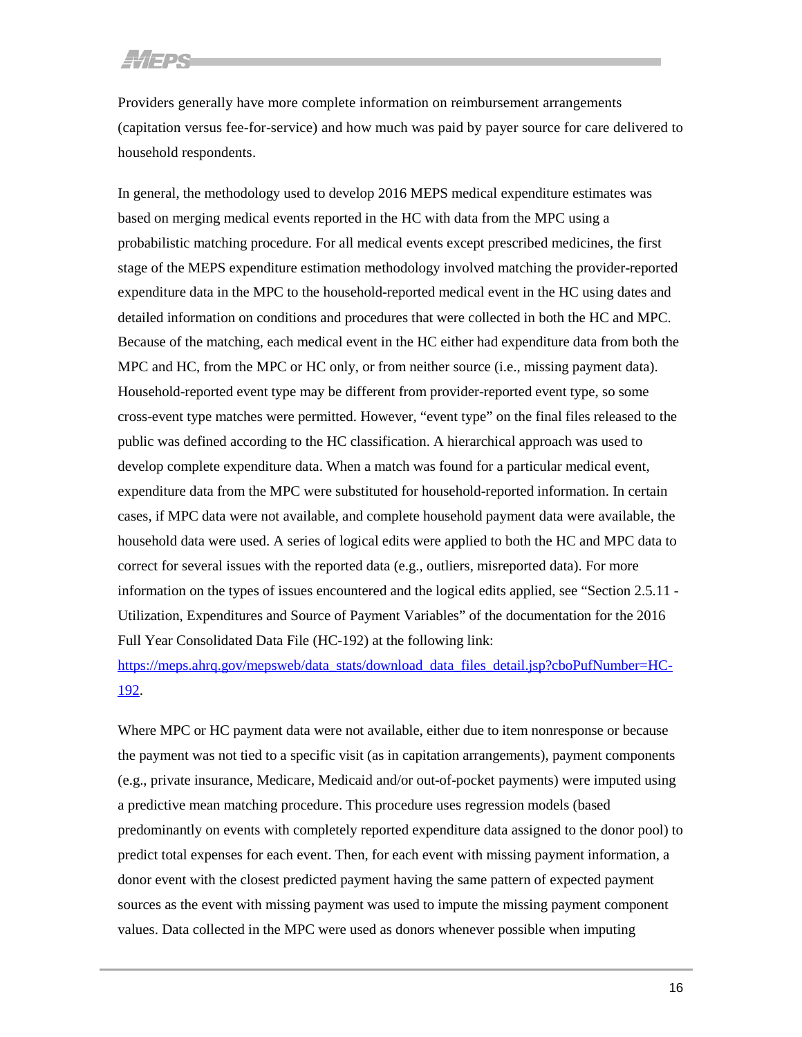Providers generally have more complete information on reimbursement arrangements (capitation versus fee-for-service) and how much was paid by payer source for care delivered to household respondents.

In general, the methodology used to develop 2016 MEPS medical expenditure estimates was based on merging medical events reported in the HC with data from the MPC using a probabilistic matching procedure. For all medical events except prescribed medicines, the first stage of the MEPS expenditure estimation methodology involved matching the provider-reported expenditure data in the MPC to the household-reported medical event in the HC using dates and detailed information on conditions and procedures that were collected in both the HC and MPC. Because of the matching, each medical event in the HC either had expenditure data from both the MPC and HC, from the MPC or HC only, or from neither source (i.e., missing payment data). Household-reported event type may be different from provider-reported event type, so some cross-event type matches were permitted. However, "event type" on the final files released to the public was defined according to the HC classification. A hierarchical approach was used to develop complete expenditure data. When a match was found for a particular medical event, expenditure data from the MPC were substituted for household-reported information. In certain cases, if MPC data were not available, and complete household payment data were available, the household data were used. A series of logical edits were applied to both the HC and MPC data to correct for several issues with the reported data (e.g., outliers, misreported data). For more information on the types of issues encountered and the logical edits applied, see "Section 2.5.11 - Utilization, Expenditures and Source of Payment Variables" of the documentation for the 2016 Full Year Consolidated Data File (HC-192) at the following link: [https://meps.ahrq.gov/mepsweb/data_stats/download_data_files_detail.jsp?cboPufNumber=HC-192](https://meps.ahrq.gov/mepsweb/data_stats/download_data_files_detail.jsp?cboPufNumber=HC-192).

Where MPC or HC payment data were not available, either due to item nonresponse or because the payment was not tied to a specific visit (as in capitation arrangements), payment components (e.g., private insurance, Medicare, Medicaid and/or out-of-pocket payments) were imputed using a predictive mean matching procedure. This procedure uses regression models (based predominantly on events with completely reported expenditure data assigned to the donor pool) to predict total expenses for each event. Then, for each event with missing payment information, a donor event with the closest predicted payment having the same pattern of expected payment sources as the event with missing payment was used to impute the missing payment component values. Data collected in the MPC were used as donors whenever possible when imputing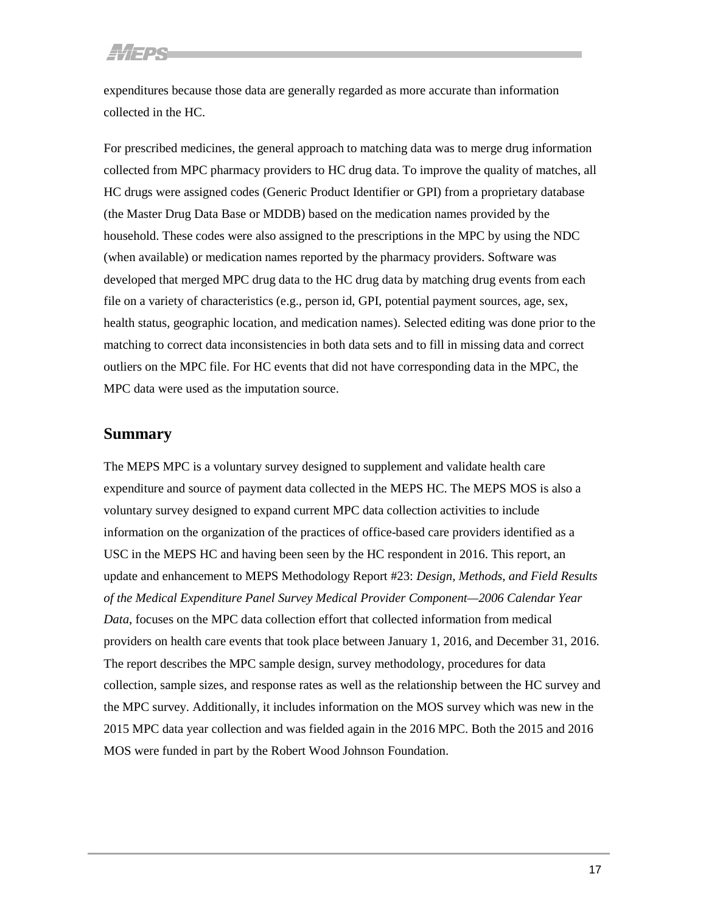expenditures because those data are generally regarded as more accurate than information collected in the HC.

For prescribed medicines, the general approach to matching data was to merge drug information collected from MPC pharmacy providers to HC drug data. To improve the quality of matches, all HC drugs were assigned codes (Generic Product Identifier or GPI) from a proprietary database (the Master Drug Data Base or MDDB) based on the medication names provided by the household. These codes were also assigned to the prescriptions in the MPC by using the NDC (when available) or medication names reported by the pharmacy providers. Software was developed that merged MPC drug data to the HC drug data by matching drug events from each file on a variety of characteristics (e.g., person id, GPI, potential payment sources, age, sex, health status, geographic location, and medication names). Selected editing was done prior to the matching to correct data inconsistencies in both data sets and to fill in missing data and correct outliers on the MPC file. For HC events that did not have corresponding data in the MPC, the MPC data were used as the imputation source.

## Summary

The MEPS MPC is a voluntary survey designed to supplement and validate health care expenditure and source of payment data collected in the MEPS HC. The MEPS MOS is also a voluntary survey designed to expand current MPC data collection activities to include information on the organization of the practices of office-based care providers identified as a USC in the MEPS HC and having been seen by the HC respondent in 2016. This report, an update and enhancement to MEPS Methodology Report #23: *Design, Methods, and Field Results of the Medical Expenditure Panel Survey Medical Provider Component—2006 Calendar Year Data*, focuses on the MPC data collection effort that collected information from medical providers on health care events that took place between January 1, 2016, and December 31, 2016. The report describes the MPC sample design, survey methodology, procedures for data collection, sample sizes, and response rates as well as the relationship between the HC survey and the MPC survey. Additionally, it includes information on the MOS survey which was new in the 2015 MPC data year collection and was fielded again in the 2016 MPC. Both the 2015 and 2016 MOS were funded in part by the Robert Wood Johnson Foundation.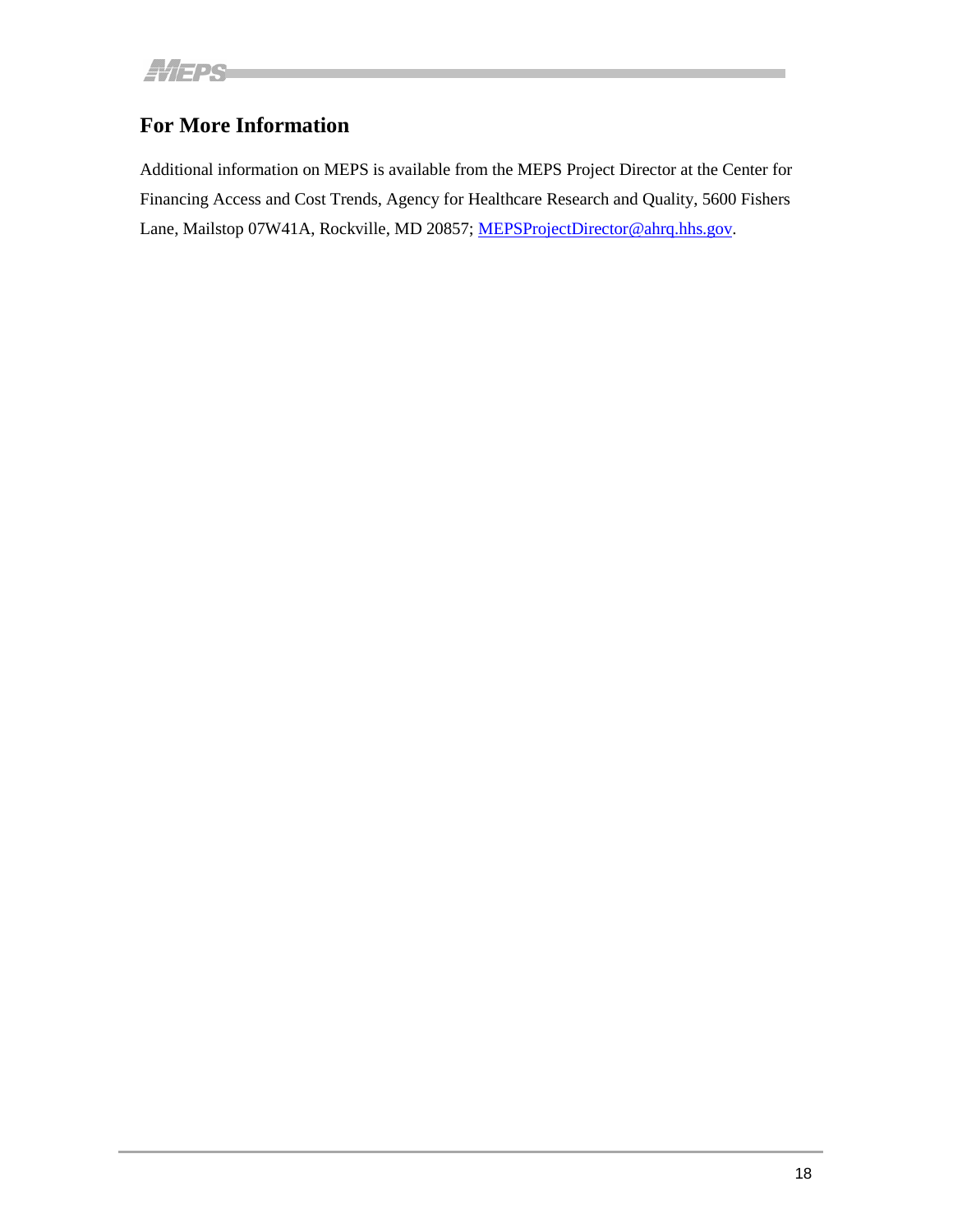## For More Information

Additional information on MEPS is available from the MEPS Project Director at the Center for Financing Access and Cost Trends, Agency for Healthcare Research and Quality, 5600 Fishers Lane, Mailstop 07W41A, Rockville, MD 20857; MEPSProjectDirector@ahrq.hhs.gov.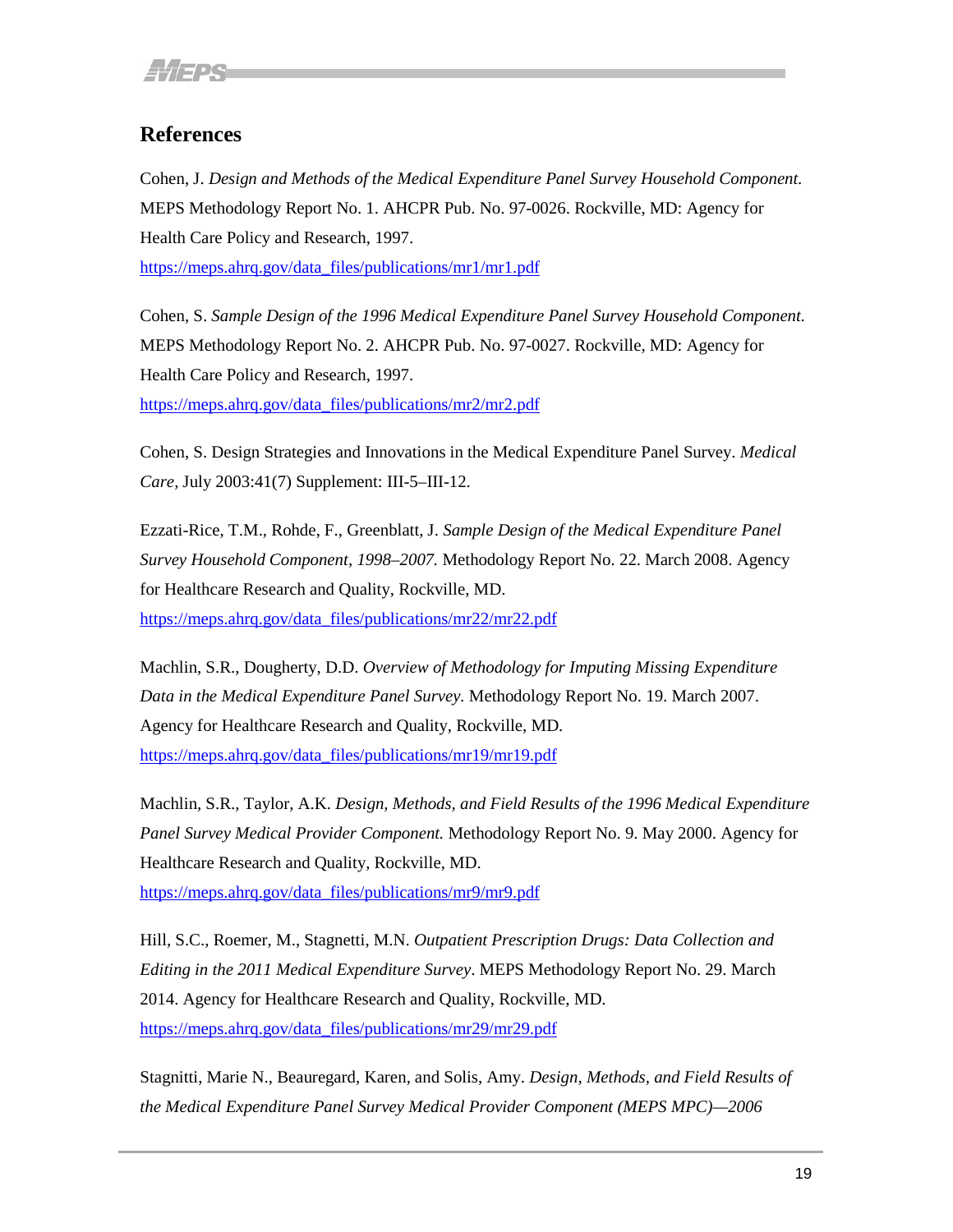## References

Cohen, J. *Design and Methods of the Medical Expenditure Panel Survey Household Component.* MEPS Methodology Report No. 1. AHCPR Pub. No. 97-0026. Rockville, MD: Agency for Health Care Policy and Research, 1997.
https://meps.ahrq.gov/data_files/publications/mr1/mr1.pdf

Cohen, S. *Sample Design of the 1996 Medical Expenditure Panel Survey Household Component.* MEPS Methodology Report No. 2. AHCPR Pub. No. 97-0027. Rockville, MD: Agency for Health Care Policy and Research, 1997.
https://meps.ahrq.gov/data_files/publications/mr2/mr2.pdf

Cohen, S. Design Strategies and Innovations in the Medical Expenditure Panel Survey. *Medical Care,* July 2003:41(7) Supplement: III-5–III-12.

Ezzati-Rice, T.M., Rohde, F., Greenblatt, J. *Sample Design of the Medical Expenditure Panel Survey Household Component, 1998–2007.* Methodology Report No. 22. March 2008. Agency for Healthcare Research and Quality, Rockville, MD.
https://meps.ahrq.gov/data_files/publications/mr22/mr22.pdf

Machlin, S.R., Dougherty, D.D. *Overview of Methodology for Imputing Missing Expenditure Data in the Medical Expenditure Panel Survey.* Methodology Report No. 19. March 2007. Agency for Healthcare Research and Quality, Rockville, MD.
https://meps.ahrq.gov/data_files/publications/mr19/mr19.pdf

Machlin, S.R., Taylor, A.K. *Design, Methods, and Field Results of the 1996 Medical Expenditure Panel Survey Medical Provider Component.* Methodology Report No. 9. May 2000. Agency for Healthcare Research and Quality, Rockville, MD.
https://meps.ahrq.gov/data_files/publications/mr9/mr9.pdf

Hill, S.C., Roemer, M., Stagnetti, M.N. *Outpatient Prescription Drugs: Data Collection and Editing in the 2011 Medical Expenditure Survey*. MEPS Methodology Report No. 29. March 2014. Agency for Healthcare Research and Quality, Rockville, MD.
https://meps.ahrq.gov/data_files/publications/mr29/mr29.pdf

Stagnitti, Marie N., Beauregard, Karen, and Solis, Amy. *Design, Methods, and Field Results of the Medical Expenditure Panel Survey Medical Provider Component (MEPS MPC)—2006*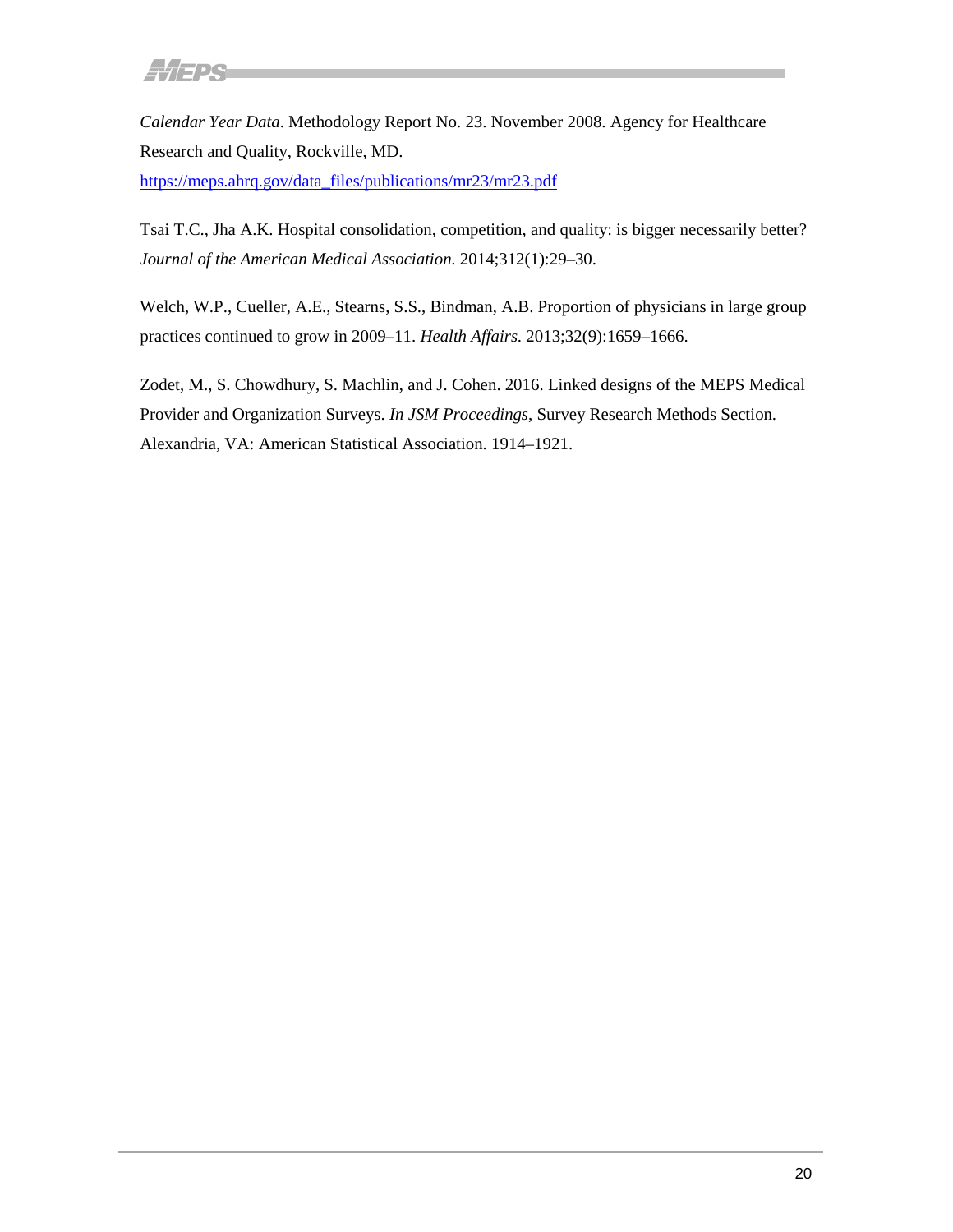*Calendar Year Data*. Methodology Report No. 23. November 2008. Agency for Healthcare Research and Quality, Rockville, MD. https://meps.ahrq.gov/data_files/publications/mr23/mr23.pdf

Tsai T.C., Jha A.K. Hospital consolidation, competition, and quality: is bigger necessarily better? *Journal of the American Medical Association.* 2014;312(1):29–30.

Welch, W.P., Cueller, A.E., Stearns, S.S., Bindman, A.B. Proportion of physicians in large group practices continued to grow in 2009–11. *Health Affairs.* 2013;32(9):1659–1666.

Zodet, M., S. Chowdhury, S. Machlin, and J. Cohen. 2016. Linked designs of the MEPS Medical Provider and Organization Surveys. *In JSM Proceedings*, Survey Research Methods Section. Alexandria, VA: American Statistical Association. 1914–1921.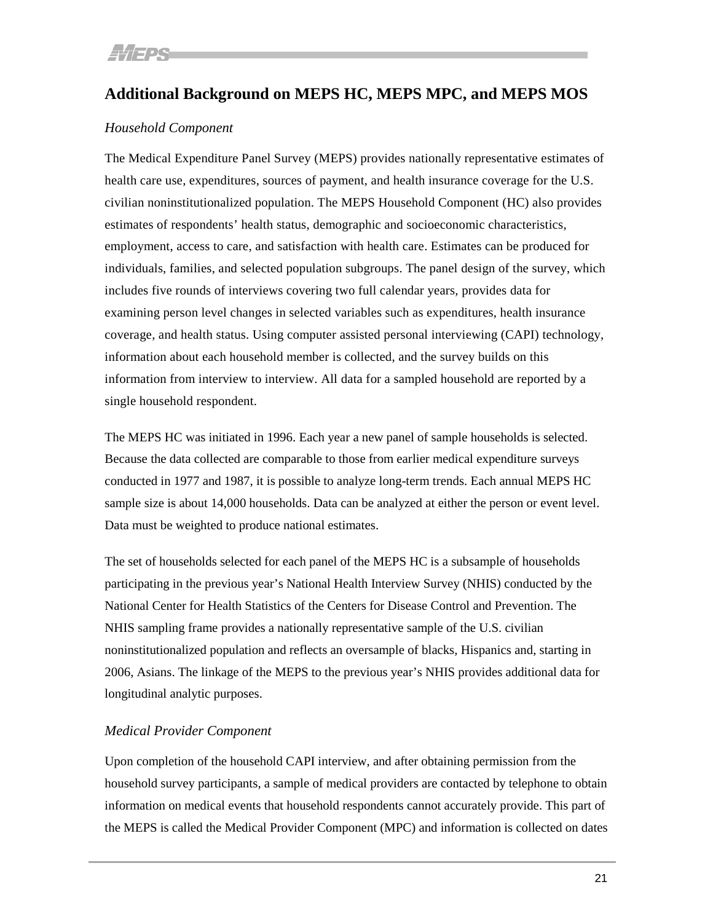## Additional Background on MEPS HC, MEPS MPC, and MEPS MOS

*Household Component*

The Medical Expenditure Panel Survey (MEPS) provides nationally representative estimates of health care use, expenditures, sources of payment, and health insurance coverage for the U.S. civilian noninstitutionalized population. The MEPS Household Component (HC) also provides estimates of respondents' health status, demographic and socioeconomic characteristics, employment, access to care, and satisfaction with health care. Estimates can be produced for individuals, families, and selected population subgroups. The panel design of the survey, which includes five rounds of interviews covering two full calendar years, provides data for examining person level changes in selected variables such as expenditures, health insurance coverage, and health status. Using computer assisted personal interviewing (CAPI) technology, information about each household member is collected, and the survey builds on this information from interview to interview. All data for a sampled household are reported by a single household respondent.

The MEPS HC was initiated in 1996. Each year a new panel of sample households is selected. Because the data collected are comparable to those from earlier medical expenditure surveys conducted in 1977 and 1987, it is possible to analyze long-term trends. Each annual MEPS HC sample size is about 14,000 households. Data can be analyzed at either the person or event level. Data must be weighted to produce national estimates.

The set of households selected for each panel of the MEPS HC is a subsample of households participating in the previous year's National Health Interview Survey (NHIS) conducted by the National Center for Health Statistics of the Centers for Disease Control and Prevention. The NHIS sampling frame provides a nationally representative sample of the U.S. civilian noninstitutionalized population and reflects an oversample of blacks, Hispanics and, starting in 2006, Asians. The linkage of the MEPS to the previous year's NHIS provides additional data for longitudinal analytic purposes.

*Medical Provider Component*

Upon completion of the household CAPI interview, and after obtaining permission from the household survey participants, a sample of medical providers are contacted by telephone to obtain information on medical events that household respondents cannot accurately provide. This part of the MEPS is called the Medical Provider Component (MPC) and information is collected on dates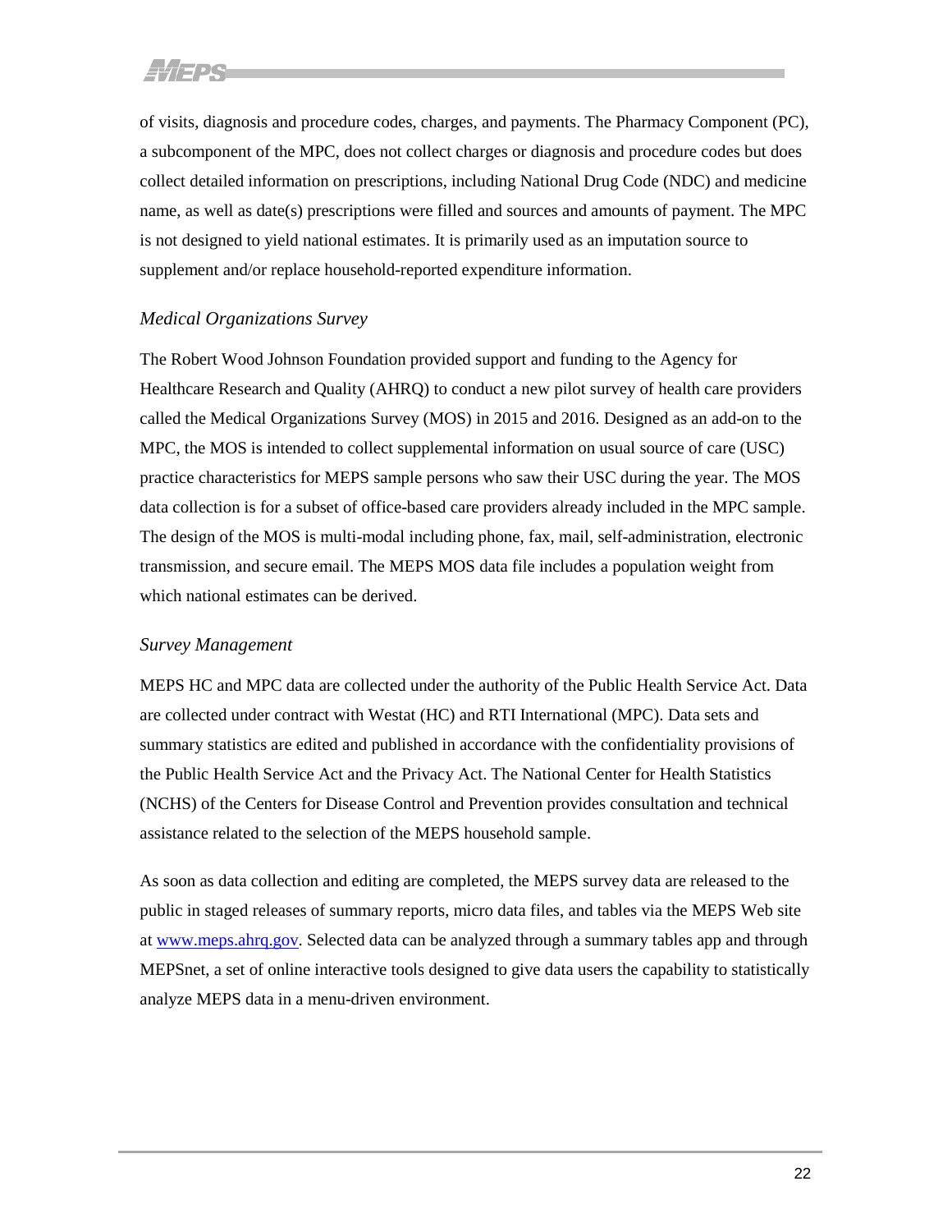of visits, diagnosis and procedure codes, charges, and payments. The Pharmacy Component (PC), a subcomponent of the MPC, does not collect charges or diagnosis and procedure codes but does collect detailed information on prescriptions, including National Drug Code (NDC) and medicine name, as well as date(s) prescriptions were filled and sources and amounts of payment. The MPC is not designed to yield national estimates. It is primarily used as an imputation source to supplement and/or replace household-reported expenditure information.

*Medical Organizations Survey*

The Robert Wood Johnson Foundation provided support and funding to the Agency for Healthcare Research and Quality (AHRQ) to conduct a new pilot survey of health care providers called the Medical Organizations Survey (MOS) in 2015 and 2016. Designed as an add-on to the MPC, the MOS is intended to collect supplemental information on usual source of care (USC) practice characteristics for MEPS sample persons who saw their USC during the year. The MOS data collection is for a subset of office-based care providers already included in the MPC sample. The design of the MOS is multi-modal including phone, fax, mail, self-administration, electronic transmission, and secure email. The MEPS MOS data file includes a population weight from which national estimates can be derived.

*Survey Management*

MEPS HC and MPC data are collected under the authority of the Public Health Service Act. Data are collected under contract with Westat (HC) and RTI International (MPC). Data sets and summary statistics are edited and published in accordance with the confidentiality provisions of the Public Health Service Act and the Privacy Act. The National Center for Health Statistics (NCHS) of the Centers for Disease Control and Prevention provides consultation and technical assistance related to the selection of the MEPS household sample.

As soon as data collection and editing are completed, the MEPS survey data are released to the public in staged releases of summary reports, micro data files, and tables via the MEPS Web site at [www.meps.ahrq.gov](http://www.meps.ahrq.gov). Selected data can be analyzed through a summary tables app and through MEPSnet, a set of online interactive tools designed to give data users the capability to statistically analyze MEPS data in a menu-driven environment.